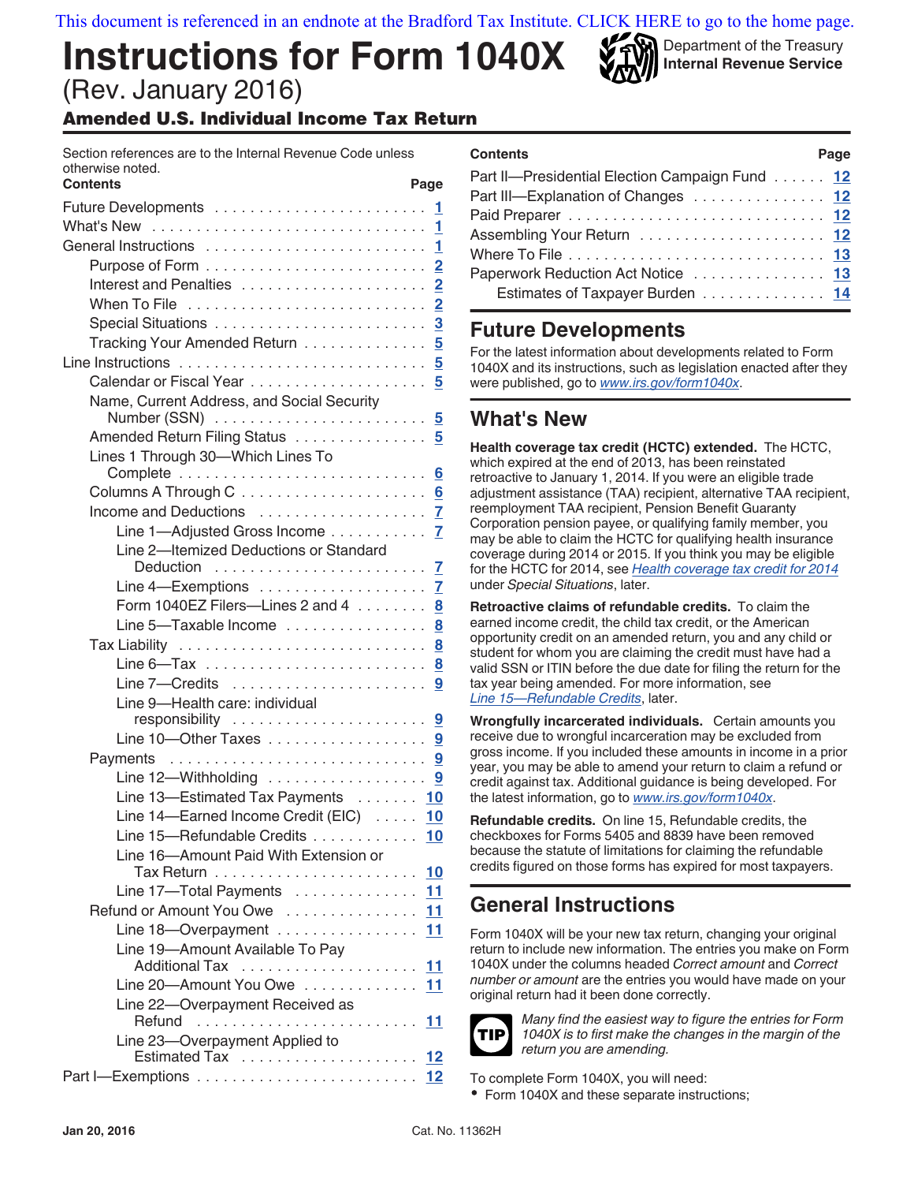This document is referenced in an endnote at the Bradford Tax Institute. CLICK HERE to go to the home page.

# Instructions for Form 1040X

(Rev. January 2016)

Department of the Treasury
**Internal Revenue Service**

## Amended U.S. Individual Income Tax Return

Section references are to the Internal Revenue Code unless otherwise noted.

| Contents | Page |
|---|---|
| Future Developments | 1 |
| What's New | 1 |
| General Instructions | 1 |
| Purpose of Form | 2 |
| Interest and Penalties | 2 |
| When To File | 2 |
| Special Situations | 3 |
| Tracking Your Amended Return | 5 |
| Line Instructions | 5 |
| Calendar or Fiscal Year | 5 |
| Name, Current Address, and Social Security Number (SSN) | 5 |
| Amended Return Filing Status | 5 |
| Lines 1 Through 30—Which Lines To Complete | 6 |
| Columns A Through C | 6 |
| Income and Deductions | 7 |
| Line 1—Adjusted Gross Income | 7 |
| Line 2—Itemized Deductions or Standard Deduction | 7 |
| Line 4—Exemptions | 7 |
| Form 1040EZ Filers—Lines 2 and 4 | 8 |
| Line 5—Taxable Income | 8 |
| Tax Liability | 8 |
| Line 6—Tax | 8 |
| Line 7—Credits | 9 |
| Line 9—Health care: individual responsibility | 9 |
| Line 10—Other Taxes | 9 |
| Payments | 9 |
| Line 12—Withholding | 9 |
| Line 13—Estimated Tax Payments | 10 |
| Line 14—Earned Income Credit (EIC) | 10 |
| Line 15—Refundable Credits | 10 |
| Line 16—Amount Paid With Extension or Tax Return | 10 |
| Line 17—Total Payments | 11 |
| Refund or Amount You Owe | 11 |
| Line 18—Overpayment | 11 |
| Line 19—Amount Available To Pay Additional Tax | 11 |
| Line 20—Amount You Owe | 11 |
| Line 22—Overpayment Received as Refund | 11 |
| Line 23—Overpayment Applied to Estimated Tax | 12 |
| Part I—Exemptions | 12 |
| Part II—Presidential Election Campaign Fund | 12 |
| Part III—Explanation of Changes | 12 |
| Paid Preparer | 12 |
| Assembling Your Return | 12 |
| Where To File | 13 |
| Paperwork Reduction Act Notice | 13 |
| Estimates of Taxpayer Burden | 14 |

## Future Developments

For the latest information about developments related to Form 1040X and its instructions, such as legislation enacted after they were published, go to *www.irs.gov/form1040x*.

## What's New

**Health coverage tax credit (HCTC) extended.** The HCTC, which expired at the end of 2013, has been reinstated retroactive to January 1, 2014. If you were an eligible trade adjustment assistance (TAA) recipient, alternative TAA recipient, reemployment TAA recipient, Pension Benefit Guaranty Corporation pension payee, or qualifying family member, you may be able to claim the HCTC for qualifying health insurance coverage during 2014 or 2015. If you think you may be eligible for the HCTC for 2014, see *Health coverage tax credit for 2014* under *Special Situations*, later.

**Retroactive claims of refundable credits.** To claim the earned income credit, the child tax credit, or the American opportunity credit on an amended return, you and any child or student for whom you are claiming the credit must have had a valid SSN or ITIN before the due date for filing the return for the tax year being amended. For more information, see *Line 15—Refundable Credits*, later.

**Wrongfully incarcerated individuals.** Certain amounts you receive due to wrongful incarceration may be excluded from gross income. If you included these amounts in income in a prior year, you may be able to amend your return to claim a refund or credit against tax. Additional guidance is being developed. For the latest information, go to *www.irs.gov/form1040x*.

**Refundable credits.** On line 15, Refundable credits, the checkboxes for Forms 5405 and 8839 have been removed because the statute of limitations for claiming the refundable credits figured on those forms has expired for most taxpayers.

## General Instructions

Form 1040X will be your new tax return, changing your original return to include new information. The entries you make on Form 1040X under the columns headed *Correct amount* and *Correct number or amount* are the entries you would have made on your original return had it been done correctly.

**TIP** *Many find the easiest way to figure the entries for Form 1040X is to first make the changes in the margin of the return you are amending.*

To complete Form 1040X, you will need:

- Form 1040X and these separate instructions;

Jan 20, 2016 Cat. No. 11362H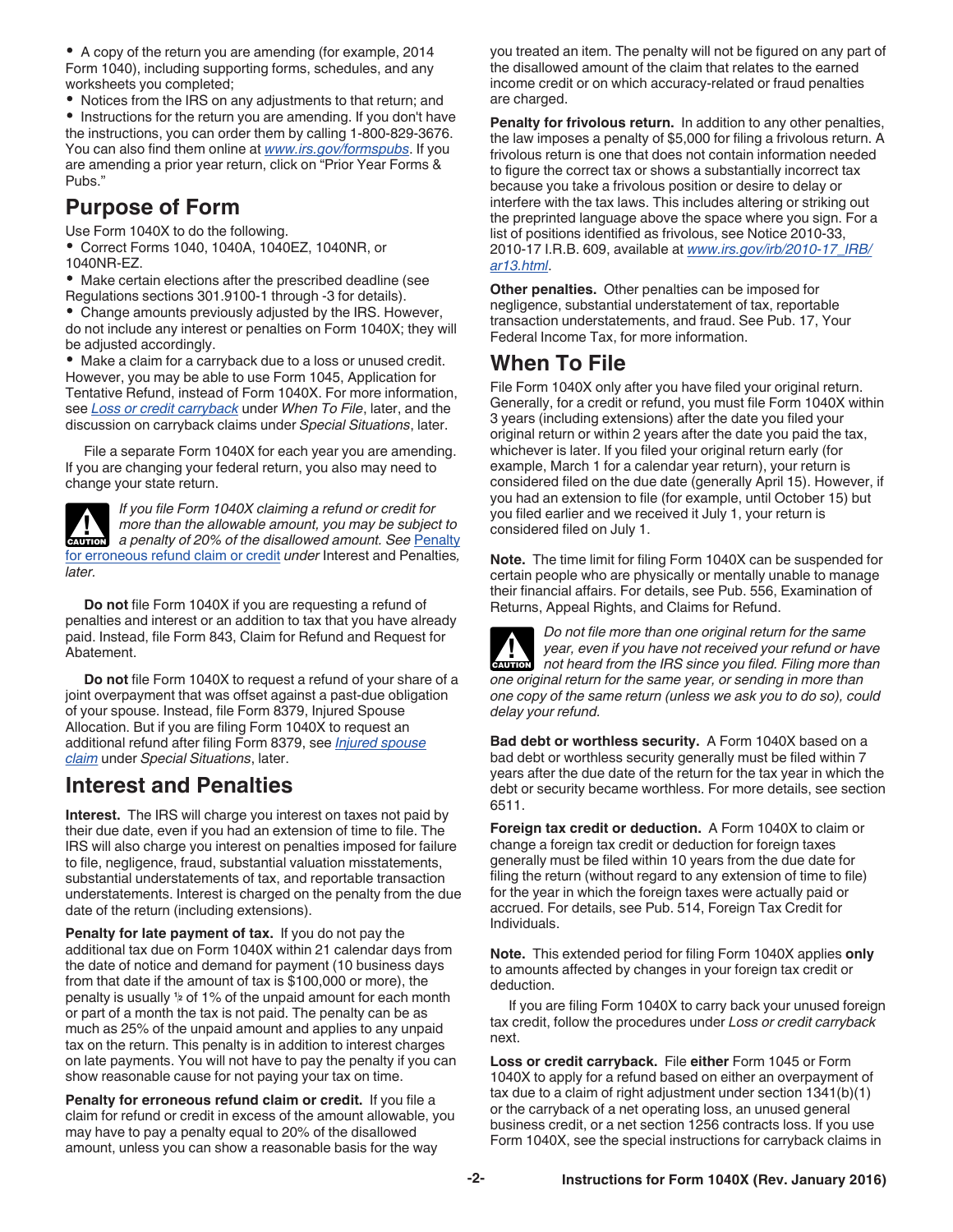- A copy of the return you are amending (for example, 2014 Form 1040), including supporting forms, schedules, and any worksheets you completed;
- Notices from the IRS on any adjustments to that return; and
- Instructions for the return you are amending. If you don't have the instructions, you can order them by calling 1-800-829-3676. You can also find them online at *www.irs.gov/formspubs*. If you are amending a prior year return, click on "Prior Year Forms & Pubs."

## Purpose of Form

Use Form 1040X to do the following.

- Correct Forms 1040, 1040A, 1040EZ, 1040NR, or 1040NR-EZ.
- Make certain elections after the prescribed deadline (see Regulations sections 301.9100-1 through -3 for details).
- Change amounts previously adjusted by the IRS. However, do not include any interest or penalties on Form 1040X; they will be adjusted accordingly.
- Make a claim for a carryback due to a loss or unused credit. However, you may be able to use Form 1045, Application for Tentative Refund, instead of Form 1040X. For more information, see *Loss or credit carryback* under *When To File*, later, and the discussion on carryback claims under *Special Situations*, later.

File a separate Form 1040X for each year you are amending. If you are changing your federal return, you also may need to change your state return.

**CAUTION** *If you file Form 1040X claiming a refund or credit for more than the allowable amount, you may be subject to a penalty of 20% of the disallowed amount. See Penalty for erroneous refund claim or credit under* Interest and Penalties*, later.*

**Do not** file Form 1040X if you are requesting a refund of penalties and interest or an addition to tax that you have already paid. Instead, file Form 843, Claim for Refund and Request for Abatement.

**Do not** file Form 1040X to request a refund of your share of a joint overpayment that was offset against a past-due obligation of your spouse. Instead, file Form 8379, Injured Spouse Allocation. But if you are filing Form 1040X to request an additional refund after filing Form 8379, see *Injured spouse claim* under *Special Situations*, later.

## Interest and Penalties

**Interest.** The IRS will charge you interest on taxes not paid by their due date, even if you had an extension of time to file. The IRS will also charge you interest on penalties imposed for failure to file, negligence, fraud, substantial valuation misstatements, substantial understatements of tax, and reportable transaction understatements. Interest is charged on the penalty from the due date of the return (including extensions).

**Penalty for late payment of tax.** If you do not pay the additional tax due on Form 1040X within 21 calendar days from the date of notice and demand for payment (10 business days from that date if the amount of tax is $100,000 or more), the penalty is usually ½ of 1% of the unpaid amount for each month or part of a month the tax is not paid. The penalty can be as much as 25% of the unpaid amount and applies to any unpaid tax on the return. This penalty is in addition to interest charges on late payments. You will not have to pay the penalty if you can show reasonable cause for not paying your tax on time.

**Penalty for erroneous refund claim or credit.** If you file a claim for refund or credit in excess of the amount allowable, you may have to pay a penalty equal to 20% of the disallowed amount, unless you can show a reasonable basis for the way you treated an item. The penalty will not be figured on any part of the disallowed amount of the claim that relates to the earned income credit or on which accuracy-related or fraud penalties are charged.

**Penalty for frivolous return.** In addition to any other penalties, the law imposes a penalty of $5,000 for filing a frivolous return. A frivolous return is one that does not contain information needed to figure the correct tax or shows a substantially incorrect tax because you take a frivolous position or desire to delay or interfere with the tax laws. This includes altering or striking out the preprinted language above the space where you sign. For a list of positions identified as frivolous, see Notice 2010-33, 2010-17 I.R.B. 609, available at *www.irs.gov/irb/2010-17_IRB/ar13.html*.

**Other penalties.** Other penalties can be imposed for negligence, substantial understatement of tax, reportable transaction understatements, and fraud. See Pub. 17, Your Federal Income Tax, for more information.

## When To File

File Form 1040X only after you have filed your original return. Generally, for a credit or refund, you must file Form 1040X within 3 years (including extensions) after the date you filed your original return or within 2 years after the date you paid the tax, whichever is later. If you filed your original return early (for example, March 1 for a calendar year return), your return is considered filed on the due date (generally April 15). However, if you had an extension to file (for example, until October 15) but you filed earlier and we received it July 1, your return is considered filed on July 1.

**Note.** The time limit for filing Form 1040X can be suspended for certain people who are physically or mentally unable to manage their financial affairs. For details, see Pub. 556, Examination of Returns, Appeal Rights, and Claims for Refund.

**CAUTION** *Do not file more than one original return for the same year, even if you have not received your refund or have not heard from the IRS since you filed. Filing more than one original return for the same year, or sending in more than one copy of the same return (unless we ask you to do so), could delay your refund.*

**Bad debt or worthless security.** A Form 1040X based on a bad debt or worthless security generally must be filed within 7 years after the due date of the return for the tax year in which the debt or security became worthless. For more details, see section 6511.

**Foreign tax credit or deduction.** A Form 1040X to claim or change a foreign tax credit or deduction for foreign taxes generally must be filed within 10 years from the due date for filing the return (without regard to any extension of time to file) for the year in which the foreign taxes were actually paid or accrued. For details, see Pub. 514, Foreign Tax Credit for Individuals.

**Note.** This extended period for filing Form 1040X applies **only** to amounts affected by changes in your foreign tax credit or deduction.

If you are filing Form 1040X to carry back your unused foreign tax credit, follow the procedures under *Loss or credit carryback* next.

**Loss or credit carryback.** File **either** Form 1045 or Form 1040X to apply for a refund based on either an overpayment of tax due to a claim of right adjustment under section 1341(b)(1) or the carryback of a net operating loss, an unused general business credit, or a net section 1256 contracts loss. If you use Form 1040X, see the special instructions for carryback claims in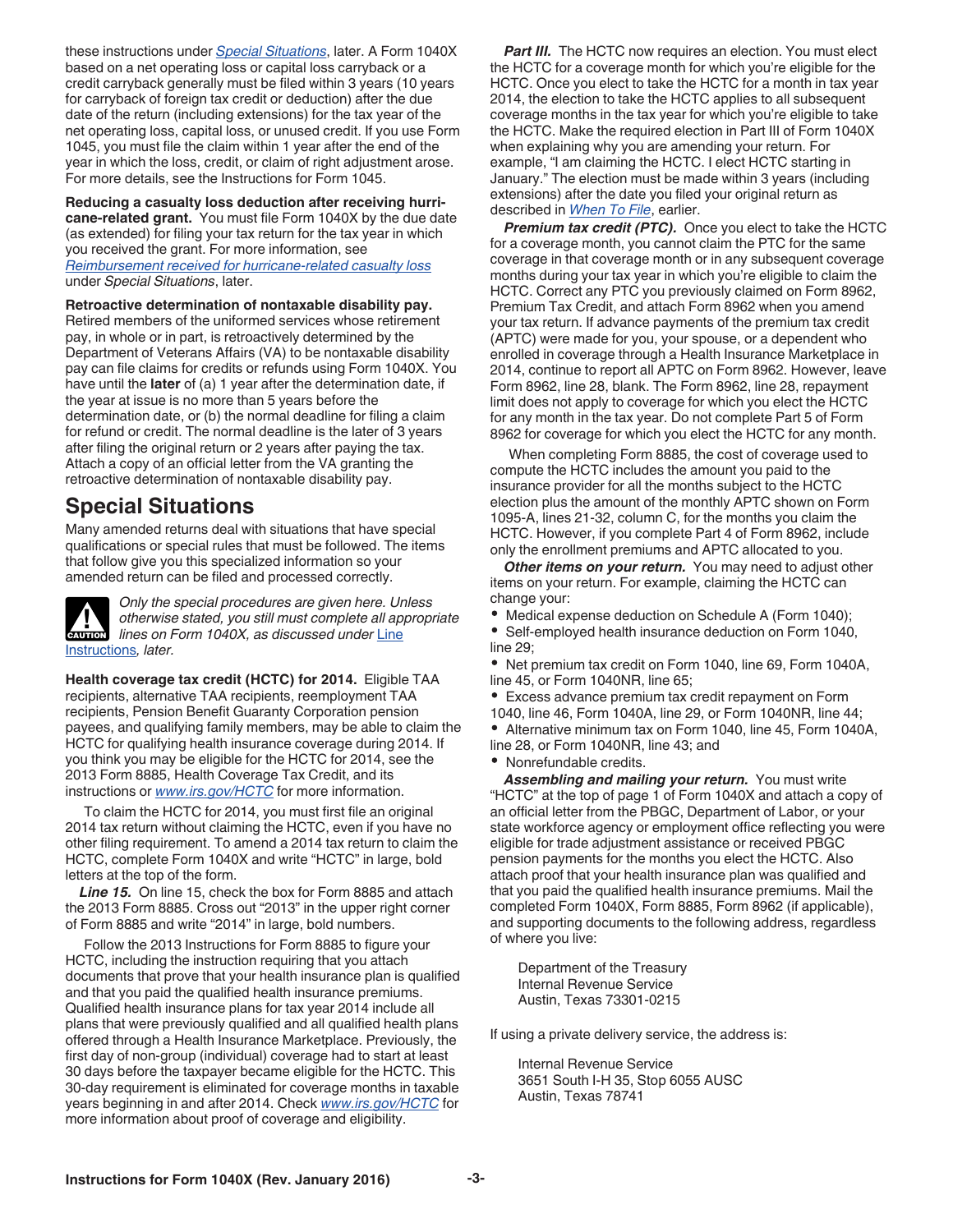these instructions under *Special Situations*, later. A Form 1040X based on a net operating loss or capital loss carryback or a credit carryback generally must be filed within 3 years (10 years for carryback of foreign tax credit or deduction) after the due date of the return (including extensions) for the tax year of the net operating loss, capital loss, or unused credit. If you use Form 1045, you must file the claim within 1 year after the end of the year in which the loss, credit, or claim of right adjustment arose. For more details, see the Instructions for Form 1045.

**Reducing a casualty loss deduction after receiving hurricane-related grant.** You must file Form 1040X by the due date (as extended) for filing your tax return for the tax year in which you received the grant. For more information, see *Reimbursement received for hurricane-related casualty loss* under *Special Situations*, later.

**Retroactive determination of nontaxable disability pay.** Retired members of the uniformed services whose retirement pay, in whole or in part, is retroactively determined by the Department of Veterans Affairs (VA) to be nontaxable disability pay can file claims for credits or refunds using Form 1040X. You have until the **later** of (a) 1 year after the determination date, if the year at issue is no more than 5 years before the determination date, or (b) the normal deadline for filing a claim for refund or credit. The normal deadline is the later of 3 years after filing the original return or 2 years after paying the tax. Attach a copy of an official letter from the VA granting the retroactive determination of nontaxable disability pay.

## Special Situations

Many amended returns deal with situations that have special qualifications or special rules that must be followed. The items that follow give you this specialized information so your amended return can be filed and processed correctly.

**CAUTION:** *Only the special procedures are given here. Unless otherwise stated, you still must complete all appropriate lines on Form 1040X, as discussed under Line Instructions, later.*

**Health coverage tax credit (HCTC) for 2014.** Eligible TAA recipients, alternative TAA recipients, reemployment TAA recipients, Pension Benefit Guaranty Corporation pension payees, and qualifying family members, may be able to claim the HCTC for qualifying health insurance coverage during 2014. If you think you may be eligible for the HCTC for 2014, see the 2013 Form 8885, Health Coverage Tax Credit, and its instructions or *www.irs.gov/HCTC* for more information.

To claim the HCTC for 2014, you must first file an original 2014 tax return without claiming the HCTC, even if you have no other filing requirement. To amend a 2014 tax return to claim the HCTC, complete Form 1040X and write "HCTC" in large, bold letters at the top of the form.

***Line 15.*** On line 15, check the box for Form 8885 and attach the 2013 Form 8885. Cross out "2013" in the upper right corner of Form 8885 and write "2014" in large, bold numbers.

Follow the 2013 Instructions for Form 8885 to figure your HCTC, including the instruction requiring that you attach documents that prove that your health insurance plan is qualified and that you paid the qualified health insurance premiums. Qualified health insurance plans for tax year 2014 include all plans that were previously qualified and all qualified health plans offered through a Health Insurance Marketplace. Previously, the first day of non-group (individual) coverage had to start at least 30 days before the taxpayer became eligible for the HCTC. This 30-day requirement is eliminated for coverage months in taxable years beginning in and after 2014. Check *www.irs.gov/HCTC* for more information about proof of coverage and eligibility.

***Part III.*** The HCTC now requires an election. You must elect the HCTC for a coverage month for which you're eligible for the HCTC. Once you elect to take the HCTC for a month in tax year 2014, the election to take the HCTC applies to all subsequent coverage months in the tax year for which you're eligible to take the HCTC. Make the required election in Part III of Form 1040X when explaining why you are amending your return. For example, "I am claiming the HCTC. I elect HCTC starting in January." The election must be made within 3 years (including extensions) after the date you filed your original return as described in *When To File*, earlier.

***Premium tax credit (PTC).*** Once you elect to take the HCTC for a coverage month, you cannot claim the PTC for the same coverage in that coverage month or in any subsequent coverage months during your tax year in which you're eligible to claim the HCTC. Correct any PTC you previously claimed on Form 8962, Premium Tax Credit, and attach Form 8962 when you amend your tax return. If advance payments of the premium tax credit (APTC) were made for you, your spouse, or a dependent who enrolled in coverage through a Health Insurance Marketplace in 2014, continue to report all APTC on Form 8962. However, leave Form 8962, line 28, blank. The Form 8962, line 28, repayment limit does not apply to coverage for which you elect the HCTC for any month in the tax year. Do not complete Part 5 of Form 8962 for coverage for which you elect the HCTC for any month.

When completing Form 8885, the cost of coverage used to compute the HCTC includes the amount you paid to the insurance provider for all the months subject to the HCTC election plus the amount of the monthly APTC shown on Form 1095-A, lines 21-32, column C, for the months you claim the HCTC. However, if you complete Part 4 of Form 8962, include only the enrollment premiums and APTC allocated to you.

***Other items on your return.*** You may need to adjust other items on your return. For example, claiming the HCTC can change your:

- Medical expense deduction on Schedule A (Form 1040);
- Self-employed health insurance deduction on Form 1040, line 29;
- Net premium tax credit on Form 1040, line 69, Form 1040A, line 45, or Form 1040NR, line 65;
- Excess advance premium tax credit repayment on Form 1040, line 46, Form 1040A, line 29, or Form 1040NR, line 44;
- Alternative minimum tax on Form 1040, line 45, Form 1040A, line 28, or Form 1040NR, line 43; and
- Nonrefundable credits.

***Assembling and mailing your return.*** You must write "HCTC" at the top of page 1 of Form 1040X and attach a copy of an official letter from the PBGC, Department of Labor, or your state workforce agency or employment office reflecting you were eligible for trade adjustment assistance or received PBGC pension payments for the months you elect the HCTC. Also attach proof that your health insurance plan was qualified and that you paid the qualified health insurance premiums. Mail the completed Form 1040X, Form 8885, Form 8962 (if applicable), and supporting documents to the following address, regardless of where you live:

Department of the Treasury
Internal Revenue Service
Austin, Texas 73301-0215

If using a private delivery service, the address is:

Internal Revenue Service
3651 South I-H 35, Stop 6055 AUSC
Austin, Texas 78741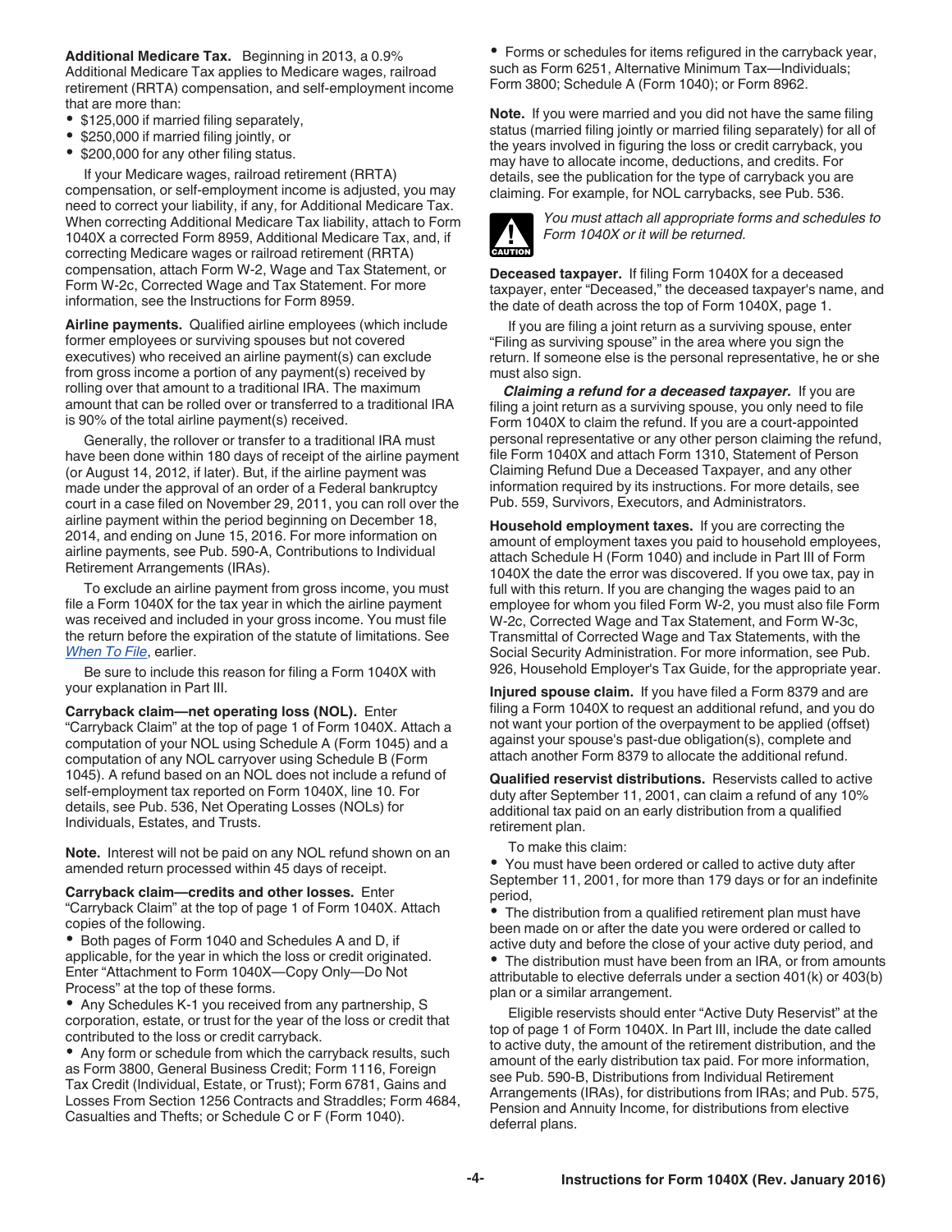**Additional Medicare Tax.** Beginning in 2013, a 0.9% Additional Medicare Tax applies to Medicare wages, railroad retirement (RRTA) compensation, and self-employment income that are more than:

- $125,000 if married filing separately,
- $250,000 if married filing jointly, or
- $200,000 for any other filing status.

If your Medicare wages, railroad retirement (RRTA) compensation, or self-employment income is adjusted, you may need to correct your liability, if any, for Additional Medicare Tax. When correcting Additional Medicare Tax liability, attach to Form 1040X a corrected Form 8959, Additional Medicare Tax, and, if correcting Medicare wages or railroad retirement (RRTA) compensation, attach Form W-2, Wage and Tax Statement, or Form W-2c, Corrected Wage and Tax Statement. For more information, see the Instructions for Form 8959.

**Airline payments.** Qualified airline employees (which include former employees or surviving spouses but not covered executives) who received an airline payment(s) can exclude from gross income a portion of any payment(s) received by rolling over that amount to a traditional IRA. The maximum amount that can be rolled over or transferred to a traditional IRA is 90% of the total airline payment(s) received.

Generally, the rollover or transfer to a traditional IRA must have been done within 180 days of receipt of the airline payment (or August 14, 2012, if later). But, if the airline payment was made under the approval of an order of a Federal bankruptcy court in a case filed on November 29, 2011, you can roll over the airline payment within the period beginning on December 18, 2014, and ending on June 15, 2016. For more information on airline payments, see Pub. 590-A, Contributions to Individual Retirement Arrangements (IRAs).

To exclude an airline payment from gross income, you must file a Form 1040X for the tax year in which the airline payment was received and included in your gross income. You must file the return before the expiration of the statute of limitations. See *When To File*, earlier.

Be sure to include this reason for filing a Form 1040X with your explanation in Part III.

**Carryback claim—net operating loss (NOL).** Enter "Carryback Claim" at the top of page 1 of Form 1040X. Attach a computation of your NOL using Schedule A (Form 1045) and a computation of any NOL carryover using Schedule B (Form 1045). A refund based on an NOL does not include a refund of self-employment tax reported on Form 1040X, line 10. For details, see Pub. 536, Net Operating Losses (NOLs) for Individuals, Estates, and Trusts.

**Note.** Interest will not be paid on any NOL refund shown on an amended return processed within 45 days of receipt.

**Carryback claim—credits and other losses.** Enter "Carryback Claim" at the top of page 1 of Form 1040X. Attach copies of the following.

- Both pages of Form 1040 and Schedules A and D, if applicable, for the year in which the loss or credit originated. Enter "Attachment to Form 1040X—Copy Only—Do Not Process" at the top of these forms.
- Any Schedules K-1 you received from any partnership, S corporation, estate, or trust for the year of the loss or credit that contributed to the loss or credit carryback.
- Any form or schedule from which the carryback results, such as Form 3800, General Business Credit; Form 1116, Foreign Tax Credit (Individual, Estate, or Trust); Form 6781, Gains and Losses From Section 1256 Contracts and Straddles; Form 4684, Casualties and Thefts; or Schedule C or F (Form 1040).
- Forms or schedules for items refigured in the carryback year, such as Form 6251, Alternative Minimum Tax—Individuals; Form 3800; Schedule A (Form 1040); or Form 8962.

**Note.** If you were married and you did not have the same filing status (married filing jointly or married filing separately) for all of the years involved in figuring the loss or credit carryback, you may have to allocate income, deductions, and credits. For details, see the publication for the type of carryback you are claiming. For example, for NOL carrybacks, see Pub. 536.

**CAUTION:** *You must attach all appropriate forms and schedules to Form 1040X or it will be returned.*

**Deceased taxpayer.** If filing Form 1040X for a deceased taxpayer, enter "Deceased," the deceased taxpayer's name, and the date of death across the top of Form 1040X, page 1.

If you are filing a joint return as a surviving spouse, enter "Filing as surviving spouse" in the area where you sign the return. If someone else is the personal representative, he or she must also sign.

***Claiming a refund for a deceased taxpayer.*** If you are filing a joint return as a surviving spouse, you only need to file Form 1040X to claim the refund. If you are a court-appointed personal representative or any other person claiming the refund, file Form 1040X and attach Form 1310, Statement of Person Claiming Refund Due a Deceased Taxpayer, and any other information required by its instructions. For more details, see Pub. 559, Survivors, Executors, and Administrators.

**Household employment taxes.** If you are correcting the amount of employment taxes you paid to household employees, attach Schedule H (Form 1040) and include in Part III of Form 1040X the date the error was discovered. If you owe tax, pay in full with this return. If you are changing the wages paid to an employee for whom you filed Form W-2, you must also file Form W-2c, Corrected Wage and Tax Statement, and Form W-3c, Transmittal of Corrected Wage and Tax Statements, with the Social Security Administration. For more information, see Pub. 926, Household Employer's Tax Guide, for the appropriate year.

**Injured spouse claim.** If you have filed a Form 8379 and are filing a Form 1040X to request an additional refund, and you do not want your portion of the overpayment to be applied (offset) against your spouse's past-due obligation(s), complete and attach another Form 8379 to allocate the additional refund.

**Qualified reservist distributions.** Reservists called to active duty after September 11, 2001, can claim a refund of any 10% additional tax paid on an early distribution from a qualified retirement plan.

To make this claim:

- You must have been ordered or called to active duty after September 11, 2001, for more than 179 days or for an indefinite period,
- The distribution from a qualified retirement plan must have been made on or after the date you were ordered or called to active duty and before the close of your active duty period, and
- The distribution must have been from an IRA, or from amounts attributable to elective deferrals under a section 401(k) or 403(b) plan or a similar arrangement.

Eligible reservists should enter "Active Duty Reservist" at the top of page 1 of Form 1040X. In Part III, include the date called to active duty, the amount of the retirement distribution, and the amount of the early distribution tax paid. For more information, see Pub. 590-B, Distributions from Individual Retirement Arrangements (IRAs), for distributions from IRAs; and Pub. 575, Pension and Annuity Income, for distributions from elective deferral plans.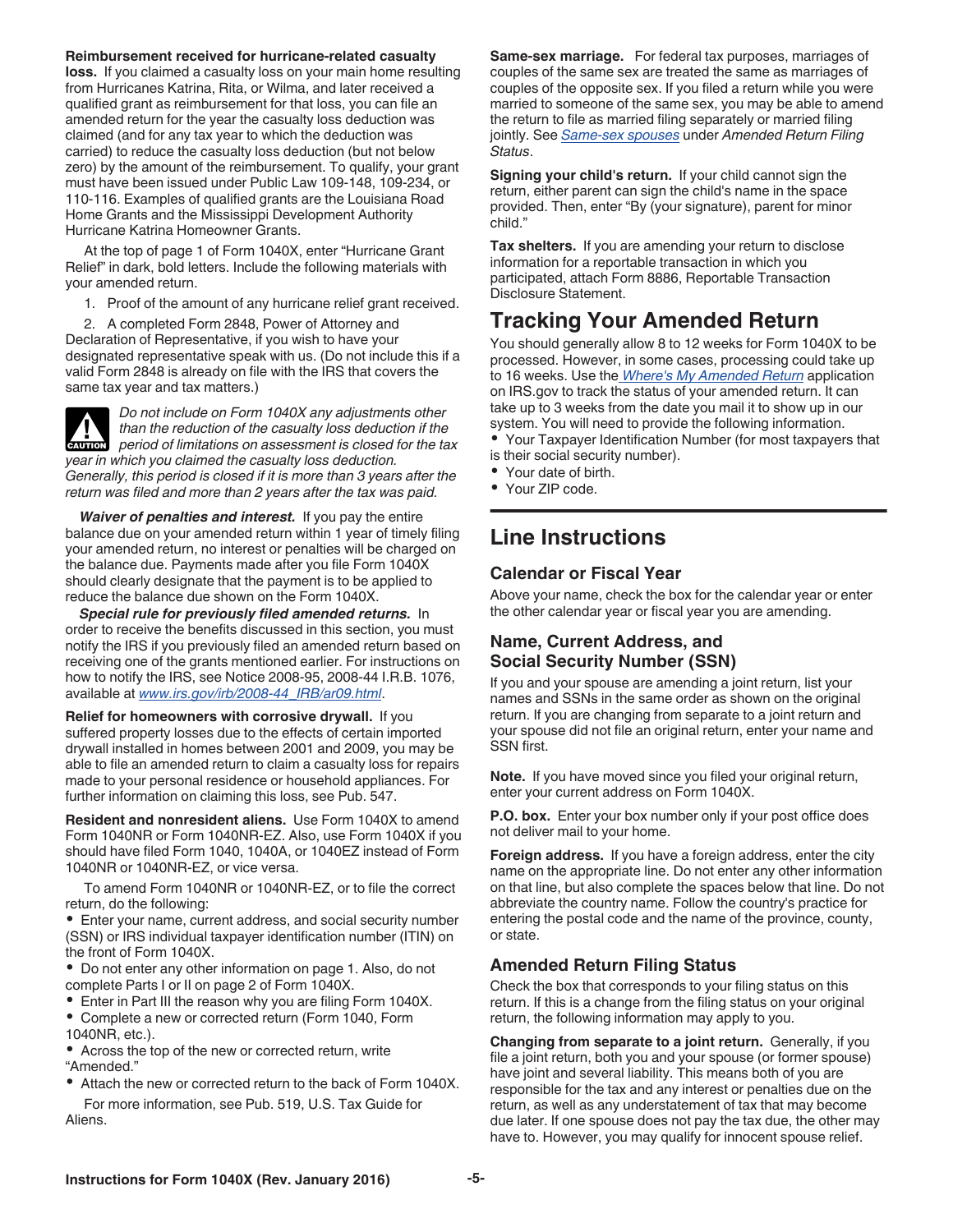**Reimbursement received for hurricane-related casualty loss.** If you claimed a casualty loss on your main home resulting from Hurricanes Katrina, Rita, or Wilma, and later received a qualified grant as reimbursement for that loss, you can file an amended return for the year the casualty loss deduction was claimed (and for any tax year to which the deduction was carried) to reduce the casualty loss deduction (but not below zero) by the amount of the reimbursement. To qualify, your grant must have been issued under Public Law 109-148, 109-234, or 110-116. Examples of qualified grants are the Louisiana Road Home Grants and the Mississippi Development Authority Hurricane Katrina Homeowner Grants.

At the top of page 1 of Form 1040X, enter "Hurricane Grant Relief" in dark, bold letters. Include the following materials with your amended return.

1. Proof of the amount of any hurricane relief grant received.
2. A completed Form 2848, Power of Attorney and Declaration of Representative, if you wish to have your designated representative speak with us. (Do not include this if a valid Form 2848 is already on file with the IRS that covers the same tax year and tax matters.)

**CAUTION:** *Do not include on Form 1040X any adjustments other than the reduction of the casualty loss deduction if the period of limitations on assessment is closed for the tax year in which you claimed the casualty loss deduction. Generally, this period is closed if it is more than 3 years after the return was filed and more than 2 years after the tax was paid.*

***Waiver of penalties and interest.*** If you pay the entire balance due on your amended return within 1 year of timely filing your amended return, no interest or penalties will be charged on the balance due. Payments made after you file Form 1040X should clearly designate that the payment is to be applied to reduce the balance due shown on the Form 1040X.

***Special rule for previously filed amended returns.*** In order to receive the benefits discussed in this section, you must notify the IRS if you previously filed an amended return based on receiving one of the grants mentioned earlier. For instructions on how to notify the IRS, see Notice 2008-95, 2008-44 I.R.B. 1076, available at *www.irs.gov/irb/2008-44_IRB/ar09.html*.

**Relief for homeowners with corrosive drywall.** If you suffered property losses due to the effects of certain imported drywall installed in homes between 2001 and 2009, you may be able to file an amended return to claim a casualty loss for repairs made to your personal residence or household appliances. For further information on claiming this loss, see Pub. 547.

**Resident and nonresident aliens.** Use Form 1040X to amend Form 1040NR or Form 1040NR-EZ. Also, use Form 1040X if you should have filed Form 1040, 1040A, or 1040EZ instead of Form 1040NR or 1040NR-EZ, or vice versa.

To amend Form 1040NR or 1040NR-EZ, or to file the correct return, do the following:

- Enter your name, current address, and social security number (SSN) or IRS individual taxpayer identification number (ITIN) on the front of Form 1040X.
- Do not enter any other information on page 1. Also, do not complete Parts I or II on page 2 of Form 1040X.
- Enter in Part III the reason why you are filing Form 1040X.
- Complete a new or corrected return (Form 1040, Form 1040NR, etc.).
- Across the top of the new or corrected return, write "Amended."
- Attach the new or corrected return to the back of Form 1040X.

For more information, see Pub. 519, U.S. Tax Guide for Aliens.

**Same-sex marriage.** For federal tax purposes, marriages of couples of the same sex are treated the same as marriages of couples of the opposite sex. If you filed a return while you were married to someone of the same sex, you may be able to amend the return to file as married filing separately or married filing jointly. See *Same-sex spouses* under *Amended Return Filing Status*.

**Signing your child's return.** If your child cannot sign the return, either parent can sign the child's name in the space provided. Then, enter "By (your signature), parent for minor child."

**Tax shelters.** If you are amending your return to disclose information for a reportable transaction in which you participated, attach Form 8886, Reportable Transaction Disclosure Statement.

## Tracking Your Amended Return

You should generally allow 8 to 12 weeks for Form 1040X to be processed. However, in some cases, processing could take up to 16 weeks. Use the *Where's My Amended Return* application on IRS.gov to track the status of your amended return. It can take up to 3 weeks from the date you mail it to show up in our system. You will need to provide the following information.

- Your Taxpayer Identification Number (for most taxpayers that is their social security number).
- Your date of birth.
- Your ZIP code.

## Line Instructions

### Calendar or Fiscal Year

Above your name, check the box for the calendar year or enter the other calendar year or fiscal year you are amending.

### Name, Current Address, and Social Security Number (SSN)

If you and your spouse are amending a joint return, list your names and SSNs in the same order as shown on the original return. If you are changing from separate to a joint return and your spouse did not file an original return, enter your name and SSN first.

**Note.** If you have moved since you filed your original return, enter your current address on Form 1040X.

**P.O. box.** Enter your box number only if your post office does not deliver mail to your home.

**Foreign address.** If you have a foreign address, enter the city name on the appropriate line. Do not enter any other information on that line, but also complete the spaces below that line. Do not abbreviate the country name. Follow the country's practice for entering the postal code and the name of the province, county, or state.

### Amended Return Filing Status

Check the box that corresponds to your filing status on this return. If this is a change from the filing status on your original return, the following information may apply to you.

**Changing from separate to a joint return.** Generally, if you file a joint return, both you and your spouse (or former spouse) have joint and several liability. This means both of you are responsible for the tax and any interest or penalties due on the return, as well as any understatement of tax that may become due later. If one spouse does not pay the tax due, the other may have to. However, you may qualify for innocent spouse relief.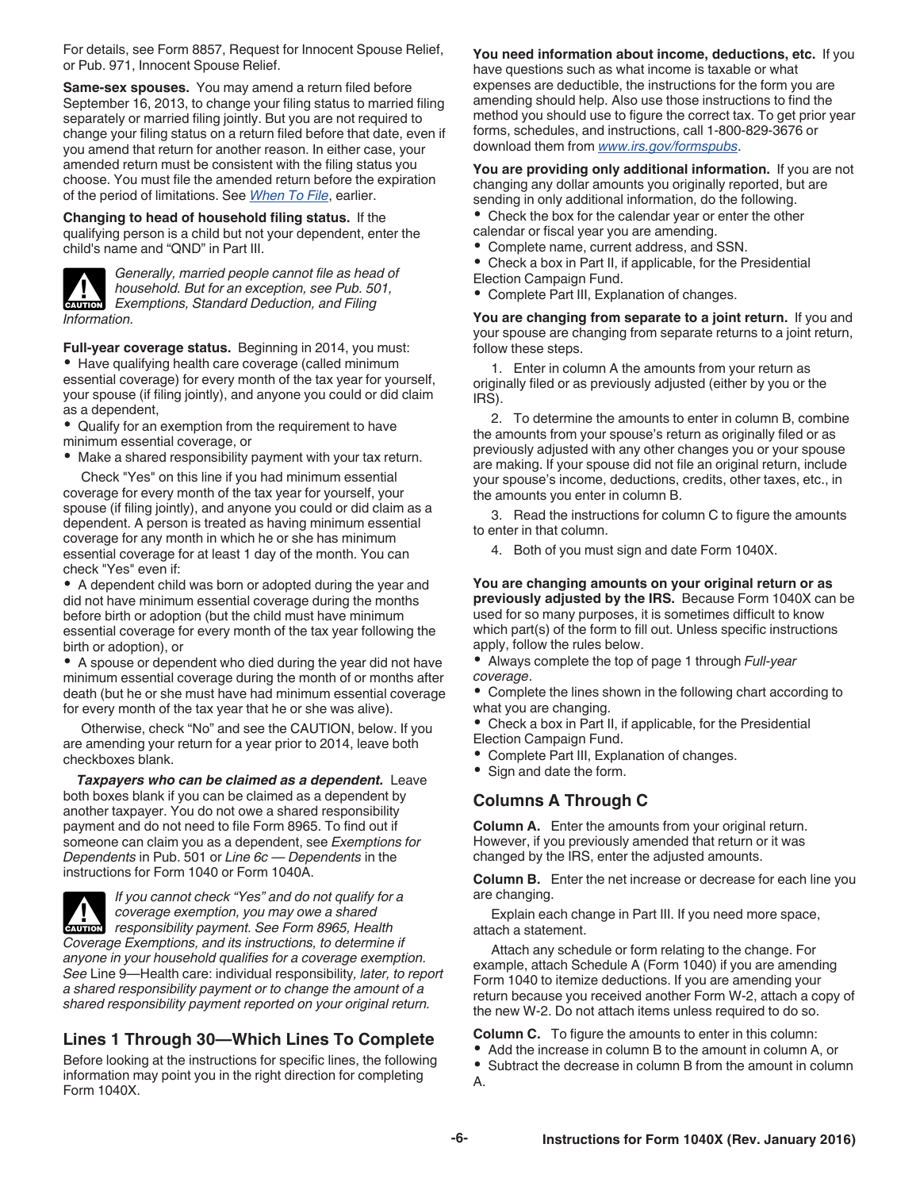For details, see Form 8857, Request for Innocent Spouse Relief, or Pub. 971, Innocent Spouse Relief.

**Same-sex spouses.** You may amend a return filed before September 16, 2013, to change your filing status to married filing separately or married filing jointly. But you are not required to change your filing status on a return filed before that date, even if you amend that return for another reason. In either case, your amended return must be consistent with the filing status you choose. You must file the amended return before the expiration of the period of limitations. See *When To File*, earlier.

**Changing to head of household filing status.** If the qualifying person is a child but not your dependent, enter the child's name and "QND" in Part III.

> **CAUTION** *Generally, married people cannot file as head of household. But for an exception, see Pub. 501, Exemptions, Standard Deduction, and Filing Information.*

**Full-year coverage status.** Beginning in 2014, you must:

- Have qualifying health care coverage (called minimum essential coverage) for every month of the tax year for yourself, your spouse (if filing jointly), and anyone you could or did claim as a dependent,
- Qualify for an exemption from the requirement to have minimum essential coverage, or
- Make a shared responsibility payment with your tax return.

Check "Yes" on this line if you had minimum essential coverage for every month of the tax year for yourself, your spouse (if filing jointly), and anyone you could or did claim as a dependent. A person is treated as having minimum essential coverage for any month in which he or she has minimum essential coverage for at least 1 day of the month. You can check "Yes" even if:

- A dependent child was born or adopted during the year and did not have minimum essential coverage during the months before birth or adoption (but the child must have minimum essential coverage for every month of the tax year following the birth or adoption), or
- A spouse or dependent who died during the year did not have minimum essential coverage during the month of or months after death (but he or she must have had minimum essential coverage for every month of the tax year that he or she was alive).

Otherwise, check "No" and see the CAUTION, below. If you are amending your return for a year prior to 2014, leave both checkboxes blank.

***Taxpayers who can be claimed as a dependent.*** Leave both boxes blank if you can be claimed as a dependent by another taxpayer. You do not owe a shared responsibility payment and do not need to file Form 8965. To find out if someone can claim you as a dependent, see *Exemptions for Dependents* in Pub. 501 or *Line 6c — Dependents* in the instructions for Form 1040 or Form 1040A.

> **CAUTION** *If you cannot check "Yes" and do not qualify for a coverage exemption, you may owe a shared responsibility payment. See Form 8965, Health Coverage Exemptions, and its instructions, to determine if anyone in your household qualifies for a coverage exemption. See* Line 9—Health care: individual responsibility, *later, to report a shared responsibility payment or to change the amount of a shared responsibility payment reported on your original return.*

## Lines 1 Through 30—Which Lines To Complete

Before looking at the instructions for specific lines, the following information may point you in the right direction for completing Form 1040X.

**You need information about income, deductions, etc.** If you have questions such as what income is taxable or what expenses are deductible, the instructions for the form you are amending should help. Also use those instructions to find the method you should use to figure the correct tax. To get prior year forms, schedules, and instructions, call 1-800-829-3676 or download them from *www.irs.gov/formspubs*.

**You are providing only additional information.** If you are not changing any dollar amounts you originally reported, but are sending in only additional information, do the following.

- Check the box for the calendar year or enter the other calendar or fiscal year you are amending.
- Complete name, current address, and SSN.
- Check a box in Part II, if applicable, for the Presidential Election Campaign Fund.
- Complete Part III, Explanation of changes.

**You are changing from separate to a joint return.** If you and your spouse are changing from separate returns to a joint return, follow these steps.

1. Enter in column A the amounts from your return as originally filed or as previously adjusted (either by you or the IRS).
2. To determine the amounts to enter in column B, combine the amounts from your spouse's return as originally filed or as previously adjusted with any other changes you or your spouse are making. If your spouse did not file an original return, include your spouse's income, deductions, credits, other taxes, etc., in the amounts you enter in column B.
3. Read the instructions for column C to figure the amounts to enter in that column.
4. Both of you must sign and date Form 1040X.

**You are changing amounts on your original return or as previously adjusted by the IRS.** Because Form 1040X can be used for so many purposes, it is sometimes difficult to know which part(s) of the form to fill out. Unless specific instructions apply, follow the rules below.

- Always complete the top of page 1 through *Full-year coverage*.
- Complete the lines shown in the following chart according to what you are changing.
- Check a box in Part II, if applicable, for the Presidential Election Campaign Fund.
- Complete Part III, Explanation of changes.
- Sign and date the form.

## Columns A Through C

**Column A.** Enter the amounts from your original return. However, if you previously amended that return or it was changed by the IRS, enter the adjusted amounts.

**Column B.** Enter the net increase or decrease for each line you are changing.

Explain each change in Part III. If you need more space, attach a statement.

Attach any schedule or form relating to the change. For example, attach Schedule A (Form 1040) if you are amending Form 1040 to itemize deductions. If you are amending your return because you received another Form W-2, attach a copy of the new W-2. Do not attach items unless required to do so.

**Column C.** To figure the amounts to enter in this column:

- Add the increase in column B to the amount in column A, or
- Subtract the decrease in column B from the amount in column A.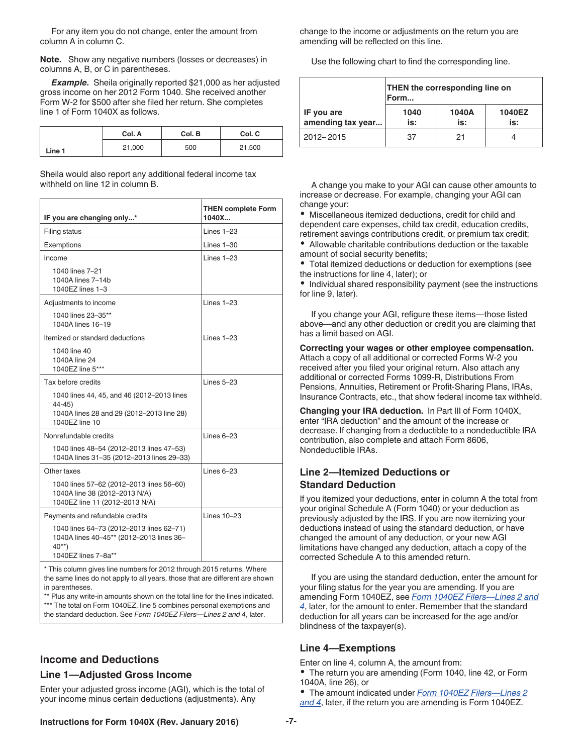For any item you do not change, enter the amount from column A in column C.

**Note.** Show any negative numbers (losses or decreases) in columns A, B, or C in parentheses.

***Example.*** Sheila originally reported $21,000 as her adjusted gross income on her 2012 Form 1040. She received another Form W-2 for $500 after she filed her return. She completes line 1 of Form 1040X as follows.

| | Col. A | Col. B | Col. C |
|---|---|---|---|
| Line 1 | 21,000 | 500 | 21,500 |

Sheila would also report any additional federal income tax withheld on line 12 in column B.

| IF you are changing only...* | THEN complete Form 1040X... |
|---|---|
| Filing status | Lines 1–23 |
| Exemptions | Lines 1–30 |
| Income<br>1040 lines 7–21<br>1040A lines 7–14b<br>1040EZ lines 1–3 | Lines 1–23 |
| Adjustments to income<br>1040 lines 23–35**<br>1040A lines 16–19 | Lines 1–23 |
| Itemized or standard deductions<br>1040 line 40<br>1040A line 24<br>1040EZ line 5*** | Lines 1–23 |
| Tax before credits<br>1040 lines 44, 45, and 46 (2012–2013 lines 44-45)<br>1040A lines 28 and 29 (2012–2013 line 28)<br>1040EZ line 10 | Lines 5–23 |
| Nonrefundable credits<br>1040 lines 48–54 (2012–2013 lines 47–53)<br>1040A lines 31–35 (2012–2013 lines 29–33) | Lines 6–23 |
| Other taxes<br>1040 lines 57–62 (2012–2013 lines 56–60)<br>1040A line 38 (2012–2013 N/A)<br>1040EZ line 11 (2012–2013 N/A) | Lines 6–23 |
| Payments and refundable credits<br>1040 lines 64–73 (2012–2013 lines 62–71)<br>1040A lines 40–45** (2012–2013 lines 36–40**)<br>1040EZ lines 7–8a** | Lines 10–23 |

\* This column gives line numbers for 2012 through 2015 returns. Where the same lines do not apply to all years, those that are different are shown in parentheses.
\*\* Plus any write-in amounts shown on the total line for the lines indicated.
\*\*\* The total on Form 1040EZ, line 5 combines personal exemptions and the standard deduction. See *Form 1040EZ Filers—Lines 2 and 4*, later.

## Income and Deductions

### Line 1—Adjusted Gross Income

Enter your adjusted gross income (AGI), which is the total of your income minus certain deductions (adjustments). Any change to the income or adjustments on the return you are amending will be reflected on this line.

Use the following chart to find the corresponding line.

| IF you are amending tax year... | THEN the corresponding line on Form... 1040 is: | 1040A is: | 1040EZ is: |
|---|---|---|---|
| 2012– 2015 | 37 | 21 | 4 |

A change you make to your AGI can cause other amounts to increase or decrease. For example, changing your AGI can change your:

- Miscellaneous itemized deductions, credit for child and dependent care expenses, child tax credit, education credits, retirement savings contributions credit, or premium tax credit;
- Allowable charitable contributions deduction or the taxable amount of social security benefits;
- Total itemized deductions or deduction for exemptions (see the instructions for line 4, later); or
- Individual shared responsibility payment (see the instructions for line 9, later).

If you change your AGI, refigure these items—those listed above—and any other deduction or credit you are claiming that has a limit based on AGI.

**Correcting your wages or other employee compensation.** Attach a copy of all additional or corrected Forms W-2 you received after you filed your original return. Also attach any additional or corrected Forms 1099-R, Distributions From Pensions, Annuities, Retirement or Profit-Sharing Plans, IRAs, Insurance Contracts, etc., that show federal income tax withheld.

**Changing your IRA deduction.** In Part III of Form 1040X, enter "IRA deduction" and the amount of the increase or decrease. If changing from a deductible to a nondeductible IRA contribution, also complete and attach Form 8606, Nondeductible IRAs.

### Line 2—Itemized Deductions or Standard Deduction

If you itemized your deductions, enter in column A the total from your original Schedule A (Form 1040) or your deduction as previously adjusted by the IRS. If you are now itemizing your deductions instead of using the standard deduction, or have changed the amount of any deduction, or your new AGI limitations have changed any deduction, attach a copy of the corrected Schedule A to this amended return.

If you are using the standard deduction, enter the amount for your filing status for the year you are amending. If you are amending Form 1040EZ, see *Form 1040EZ Filers—Lines 2 and 4*, later, for the amount to enter. Remember that the standard deduction for all years can be increased for the age and/or blindness of the taxpayer(s).

### Line 4—Exemptions

Enter on line 4, column A, the amount from:

- The return you are amending (Form 1040, line 42, or Form 1040A, line 26), or
- The amount indicated under *Form 1040EZ Filers—Lines 2 and 4*, later, if the return you are amending is Form 1040EZ.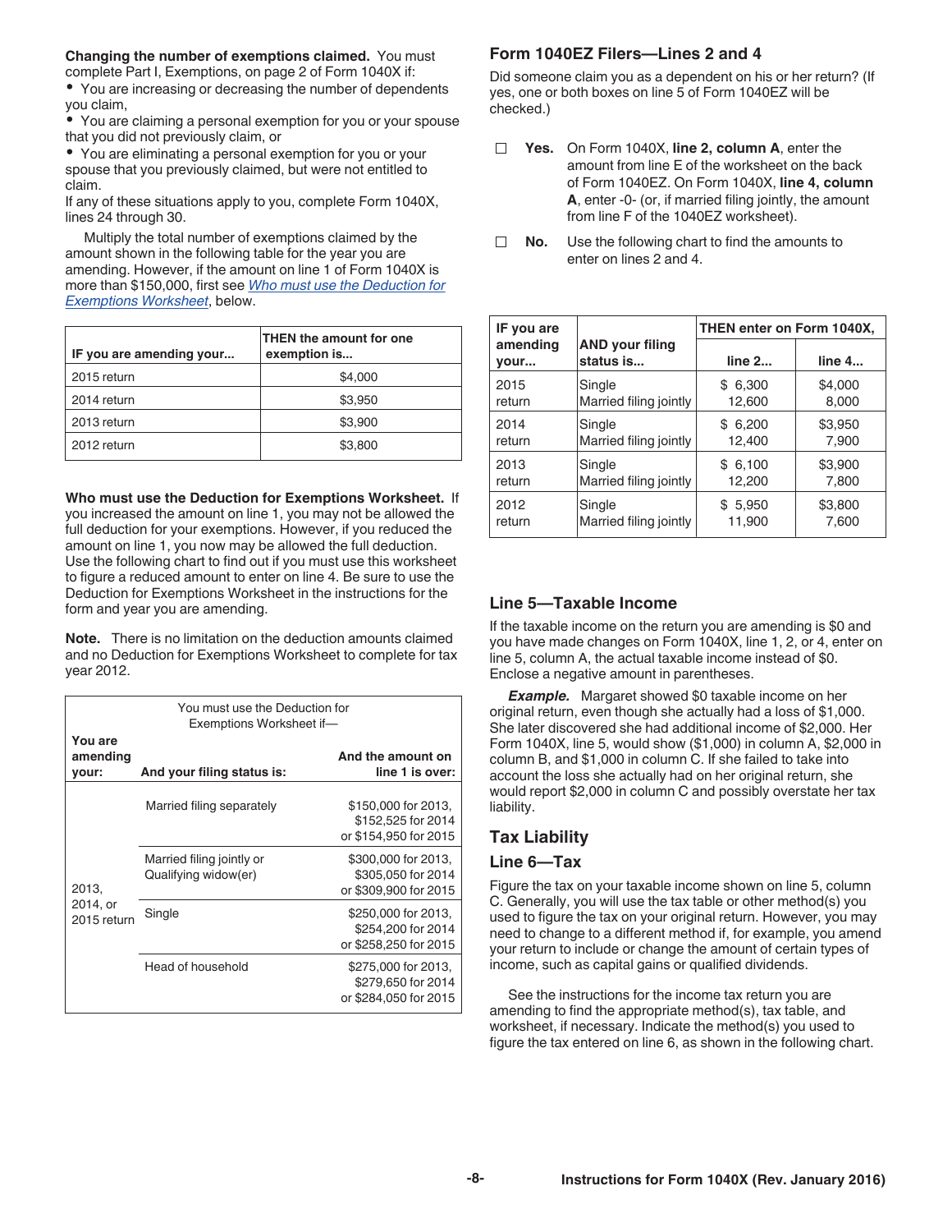**Changing the number of exemptions claimed.** You must complete Part I, Exemptions, on page 2 of Form 1040X if:

- You are increasing or decreasing the number of dependents you claim,
- You are claiming a personal exemption for you or your spouse that you did not previously claim, or
- You are eliminating a personal exemption for you or your spouse that you previously claimed, but were not entitled to claim.

If any of these situations apply to you, complete Form 1040X, lines 24 through 30.

Multiply the total number of exemptions claimed by the amount shown in the following table for the year you are amending. However, if the amount on line 1 of Form 1040X is more than $150,000, first see *Who must use the Deduction for Exemptions Worksheet*, below.

| IF you are amending your... | THEN the amount for one exemption is... |
|---|---|
| 2015 return | $4,000 |
| 2014 return | $3,950 |
| 2013 return | $3,900 |
| 2012 return | $3,800 |

**Who must use the Deduction for Exemptions Worksheet.** If you increased the amount on line 1, you may not be allowed the full deduction for your exemptions. However, if you reduced the amount on line 1, you now may be allowed the full deduction. Use the following chart to find out if you must use this worksheet to figure a reduced amount to enter on line 4. Be sure to use the Deduction for Exemptions Worksheet in the instructions for the form and year you are amending.

**Note.** There is no limitation on the deduction amounts claimed and no Deduction for Exemptions Worksheet to complete for tax year 2012.

| You must use the Deduction for Exemptions Worksheet if— | | |
|---|---|---|
| **You are amending your:** | **And your filing status is:** | **And the amount on line 1 is over:** |
| 2013, 2014, or 2015 return | Married filing separately | $150,000 for 2013, $152,525 for 2014 or $154,950 for 2015 |
| | Married filing jointly or Qualifying widow(er) | $300,000 for 2013, $305,050 for 2014 or $309,900 for 2015 |
| | Single | $250,000 for 2013, $254,200 for 2014 or $258,250 for 2015 |
| | Head of household | $275,000 for 2013, $279,650 for 2014 or $284,050 for 2015 |

### Form 1040EZ Filers—Lines 2 and 4

Did someone claim you as a dependent on his or her return? (If yes, one or both boxes on line 5 of Form 1040EZ will be checked.)

☐ **Yes.** On Form 1040X, **line 2, column A**, enter the amount from line E of the worksheet on the back of Form 1040EZ. On Form 1040X, **line 4, column A**, enter -0- (or, if married filing jointly, the amount from line F of the 1040EZ worksheet).

☐ **No.** Use the following chart to find the amounts to enter on lines 2 and 4.

| IF you are amending your... | AND your filing status is... | THEN enter on Form 1040X, line 2... | line 4... |
|---|---|---|---|
| 2015 return | Single | $ 6,300 | $4,000 |
| | Married filing jointly | 12,600 | 8,000 |
| 2014 return | Single | $ 6,200 | $3,950 |
| | Married filing jointly | 12,400 | 7,900 |
| 2013 return | Single | $ 6,100 | $3,900 |
| | Married filing jointly | 12,200 | 7,800 |
| 2012 return | Single | $ 5,950 | $3,800 |
| | Married filing jointly | 11,900 | 7,600 |

### Line 5—Taxable Income

If the taxable income on the return you are amending is $0 and you have made changes on Form 1040X, line 1, 2, or 4, enter on line 5, column A, the actual taxable income instead of $0. Enclose a negative amount in parentheses.

***Example.*** Margaret showed $0 taxable income on her original return, even though she actually had a loss of $1,000. She later discovered she had additional income of $2,000. Her Form 1040X, line 5, would show ($1,000) in column A, $2,000 in column B, and $1,000 in column C. If she failed to take into account the loss she actually had on her original return, she would report $2,000 in column C and possibly overstate her tax liability.

## Tax Liability

### Line 6—Tax

Figure the tax on your taxable income shown on line 5, column C. Generally, you will use the tax table or other method(s) you used to figure the tax on your original return. However, you may need to change to a different method if, for example, you amend your return to include or change the amount of certain types of income, such as capital gains or qualified dividends.

See the instructions for the income tax return you are amending to find the appropriate method(s), tax table, and worksheet, if necessary. Indicate the method(s) you used to figure the tax entered on line 6, as shown in the following chart.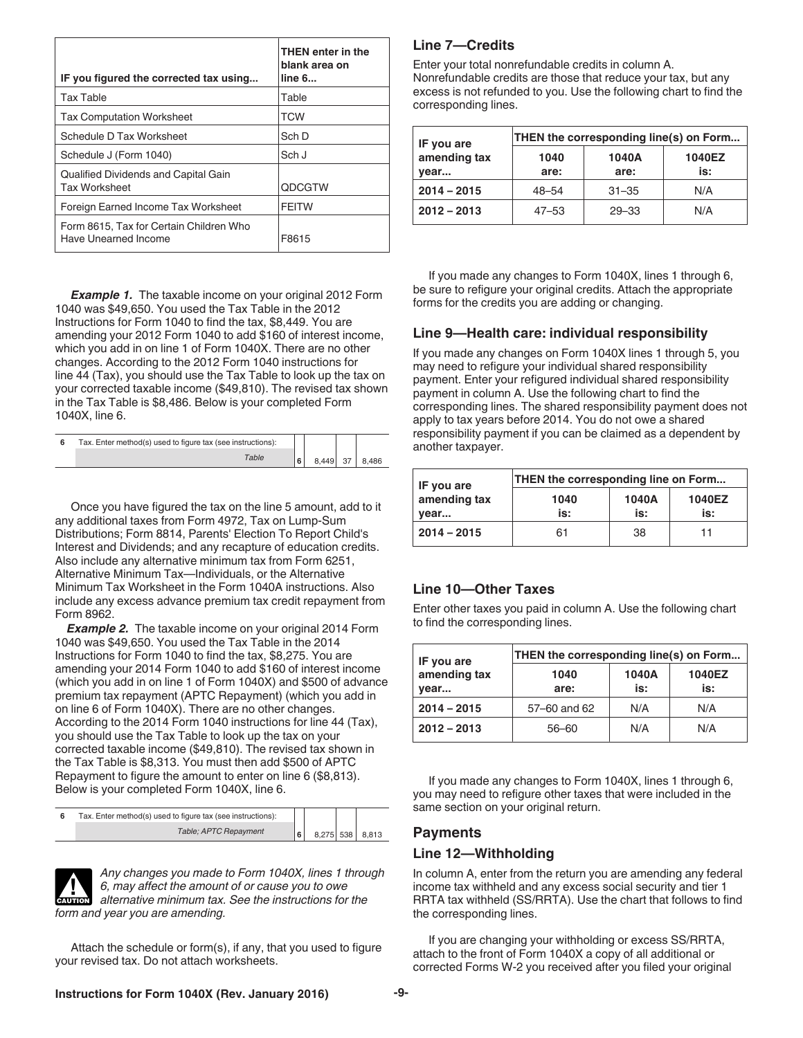| IF you figured the corrected tax using... | THEN enter in the blank area on line 6... |
| --- | --- |
| Tax Table | Table |
| Tax Computation Worksheet | TCW |
| Schedule D Tax Worksheet | Sch D |
| Schedule J (Form 1040) | Sch J |
| Qualified Dividends and Capital Gain Tax Worksheet | QDCGTW |
| Foreign Earned Income Tax Worksheet | FEITW |
| Form 8615, Tax for Certain Children Who Have Unearned Income | F8615 |

***Example 1.*** The taxable income on your original 2012 Form 1040 was $49,650. You used the Tax Table in the 2012 Instructions for Form 1040 to find the tax, $8,449. You are amending your 2012 Form 1040 to add $160 of interest income, which you add in on line 1 of Form 1040X. There are no other changes. According to the 2012 Form 1040 instructions for line 44 (Tax), you should use the Tax Table to look up the tax on your corrected taxable income ($49,810). The revised tax shown in the Tax Table is $8,486. Below is your completed Form 1040X, line 6.

| 6 | Tax. Enter method(s) used to figure tax (see instructions): *Table* | 6 | 8,449 | 37 | 8,486 |
| --- | --- | --- | --- | --- | --- |

Once you have figured the tax on the line 5 amount, add to it any additional taxes from Form 4972, Tax on Lump-Sum Distributions; Form 8814, Parents' Election To Report Child's Interest and Dividends; and any recapture of education credits. Also include any alternative minimum tax from Form 6251, Alternative Minimum Tax—Individuals, or the Alternative Minimum Tax Worksheet in the Form 1040A instructions. Also include any excess advance premium tax credit repayment from Form 8962.

***Example 2.*** The taxable income on your original 2014 Form 1040 was $49,650. You used the Tax Table in the 2014 Instructions for Form 1040 to find the tax, $8,275. You are amending your 2014 Form 1040 to add $160 of interest income (which you add in on line 1 of Form 1040X) and $500 of advance premium tax repayment (APTC Repayment) (which you add in on line 6 of Form 1040X). There are no other changes. According to the 2014 Form 1040 instructions for line 44 (Tax), you should use the Tax Table to look up the tax on your corrected taxable income ($49,810). The revised tax shown in the Tax Table is $8,313. You must then add $500 of APTC Repayment to figure the amount to enter on line 6 ($8,813). Below is your completed Form 1040X, line 6.

| 6 | Tax. Enter method(s) used to figure tax (see instructions): *Table; APTC Repayment* | 6 | 8,275 | 538 | 8,813 |
| --- | --- | --- | --- | --- | --- |

**CAUTION** *Any changes you made to Form 1040X, lines 1 through 6, may affect the amount of or cause you to owe alternative minimum tax. See the instructions for the form and year you are amending.*

Attach the schedule or form(s), if any, that you used to figure your revised tax. Do not attach worksheets.

## Line 7—Credits

Enter your total nonrefundable credits in column A. Nonrefundable credits are those that reduce your tax, but any excess is not refunded to you. Use the following chart to find the corresponding lines.

| IF you are amending tax year... | THEN the corresponding line(s) on Form... | | |
| --- | --- | --- | --- |
| | 1040 are: | 1040A are: | 1040EZ is: |
| 2014 – 2015 | 48–54 | 31–35 | N/A |
| 2012 – 2013 | 47–53 | 29–33 | N/A |

If you made any changes to Form 1040X, lines 1 through 6, be sure to refigure your original credits. Attach the appropriate forms for the credits you are adding or changing.

## Line 9—Health care: individual responsibility

If you made any changes on Form 1040X lines 1 through 5, you may need to refigure your individual shared responsibility payment. Enter your refigured individual shared responsibility payment in column A. Use the following chart to find the corresponding lines. The shared responsibility payment does not apply to tax years before 2014. You do not owe a shared responsibility payment if you can be claimed as a dependent by another taxpayer.

| IF you are amending tax year... | THEN the corresponding line on Form... | | |
| --- | --- | --- | --- |
| | 1040 is: | 1040A is: | 1040EZ is: |
| 2014 – 2015 | 61 | 38 | 11 |

## Line 10—Other Taxes

Enter other taxes you paid in column A. Use the following chart to find the corresponding lines.

| IF you are amending tax year... | THEN the corresponding line(s) on Form... | | |
| --- | --- | --- | --- |
| | 1040 are: | 1040A is: | 1040EZ is: |
| 2014 – 2015 | 57–60 and 62 | N/A | N/A |
| 2012 – 2013 | 56–60 | N/A | N/A |

If you made any changes to Form 1040X, lines 1 through 6, you may need to refigure other taxes that were included in the same section on your original return.

## Payments

## Line 12—Withholding

In column A, enter from the return you are amending any federal income tax withheld and any excess social security and tier 1 RRTA tax withheld (SS/RRTA). Use the chart that follows to find the corresponding lines.

If you are changing your withholding or excess SS/RRTA, attach to the front of Form 1040X a copy of all additional or corrected Forms W-2 you received after you filed your original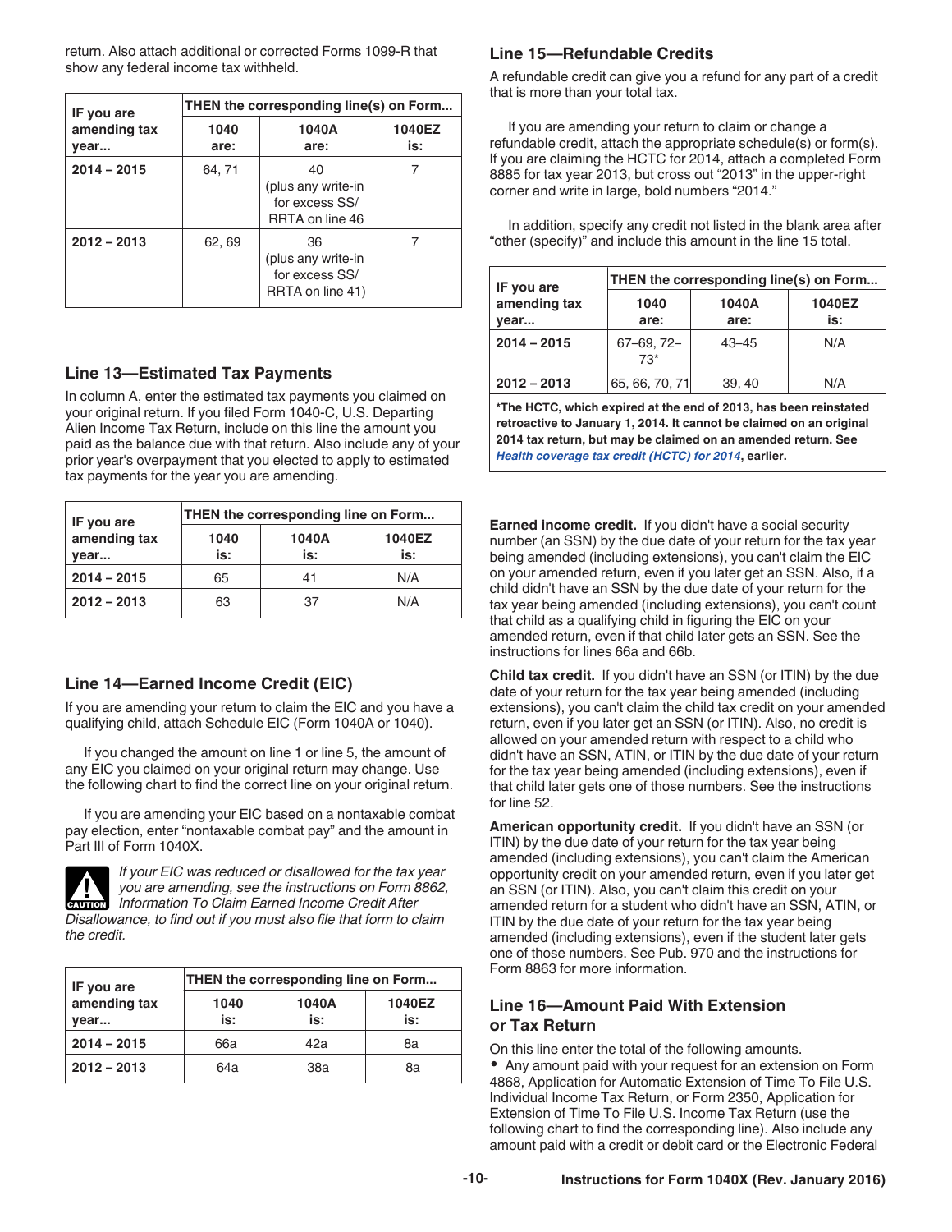return. Also attach additional or corrected Forms 1099-R that show any federal income tax withheld.

| IF you are amending tax year... | THEN the corresponding line(s) on Form... | | |
|---|---|---|---|
| | 1040 are: | 1040A are: | 1040EZ is: |
| 2014 – 2015 | 64, 71 | 40 (plus any write-in for excess SS/ RRTA on line 46 | 7 |
| 2012 – 2013 | 62, 69 | 36 (plus any write-in for excess SS/ RRTA on line 41) | 7 |

## Line 13—Estimated Tax Payments

In column A, enter the estimated tax payments you claimed on your original return. If you filed Form 1040-C, U.S. Departing Alien Income Tax Return, include on this line the amount you paid as the balance due with that return. Also include any of your prior year's overpayment that you elected to apply to estimated tax payments for the year you are amending.

| IF you are amending tax year... | THEN the corresponding line on Form... | | |
|---|---|---|---|
| | 1040 is: | 1040A is: | 1040EZ is: |
| 2014 – 2015 | 65 | 41 | N/A |
| 2012 – 2013 | 63 | 37 | N/A |

## Line 14—Earned Income Credit (EIC)

If you are amending your return to claim the EIC and you have a qualifying child, attach Schedule EIC (Form 1040A or 1040).

If you changed the amount on line 1 or line 5, the amount of any EIC you claimed on your original return may change. Use the following chart to find the correct line on your original return.

If you are amending your EIC based on a nontaxable combat pay election, enter "nontaxable combat pay" and the amount in Part III of Form 1040X.

**CAUTION** *If your EIC was reduced or disallowed for the tax year you are amending, see the instructions on Form 8862, Information To Claim Earned Income Credit After Disallowance, to find out if you must also file that form to claim the credit.*

| IF you are amending tax year... | THEN the corresponding line on Form... | | |
|---|---|---|---|
| | 1040 is: | 1040A is: | 1040EZ is: |
| 2014 – 2015 | 66a | 42a | 8a |
| 2012 – 2013 | 64a | 38a | 8a |

## Line 15—Refundable Credits

A refundable credit can give you a refund for any part of a credit that is more than your total tax.

If you are amending your return to claim or change a refundable credit, attach the appropriate schedule(s) or form(s). If you are claiming the HCTC for 2014, attach a completed Form 8885 for tax year 2013, but cross out "2013" in the upper-right corner and write in large, bold numbers "2014."

In addition, specify any credit not listed in the blank area after "other (specify)" and include this amount in the line 15 total.

| IF you are amending tax year... | THEN the corresponding line(s) on Form... | | |
|---|---|---|---|
| | 1040 are: | 1040A are: | 1040EZ is: |
| 2014 – 2015 | 67–69, 72–73* | 43–45 | N/A |
| 2012 – 2013 | 65, 66, 70, 71 | 39, 40 | N/A |

**\*The HCTC, which expired at the end of 2013, has been reinstated retroactive to January 1, 2014. It cannot be claimed on an original 2014 tax return, but may be claimed on an amended return. See *Health coverage tax credit (HCTC) for 2014*, earlier.**

**Earned income credit.** If you didn't have a social security number (an SSN) by the due date of your return for the tax year being amended (including extensions), you can't claim the EIC on your amended return, even if you later get an SSN. Also, if a child didn't have an SSN by the due date of your return for the tax year being amended (including extensions), you can't count that child as a qualifying child in figuring the EIC on your amended return, even if that child later gets an SSN. See the instructions for lines 66a and 66b.

**Child tax credit.** If you didn't have an SSN (or ITIN) by the due date of your return for the tax year being amended (including extensions), you can't claim the child tax credit on your amended return, even if you later get an SSN (or ITIN). Also, no credit is allowed on your amended return with respect to a child who didn't have an SSN, ATIN, or ITIN by the due date of your return for the tax year being amended (including extensions), even if that child later gets one of those numbers. See the instructions for line 52.

**American opportunity credit.** If you didn't have an SSN (or ITIN) by the due date of your return for the tax year being amended (including extensions), you can't claim the American opportunity credit on your amended return, even if you later get an SSN (or ITIN). Also, you can't claim this credit on your amended return for a student who didn't have an SSN, ATIN, or ITIN by the due date of your return for the tax year being amended (including extensions), even if the student later gets one of those numbers. See Pub. 970 and the instructions for Form 8863 for more information.

## Line 16—Amount Paid With Extension or Tax Return

On this line enter the total of the following amounts.

- Any amount paid with your request for an extension on Form 4868, Application for Automatic Extension of Time To File U.S. Individual Income Tax Return, or Form 2350, Application for Extension of Time To File U.S. Income Tax Return (use the following chart to find the corresponding line). Also include any amount paid with a credit or debit card or the Electronic Federal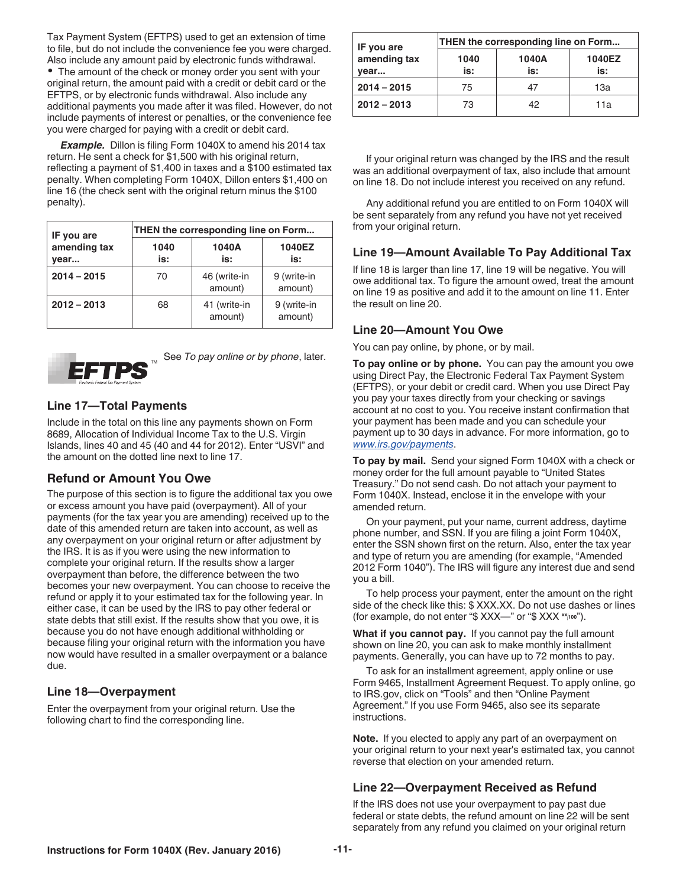Tax Payment System (EFTPS) used to get an extension of time to file, but do not include the convenience fee you were charged. Also include any amount paid by electronic funds withdrawal.

- The amount of the check or money order you sent with your original return, the amount paid with a credit or debit card or the EFTPS, or by electronic funds withdrawal. Also include any additional payments you made after it was filed. However, do not include payments of interest or penalties, or the convenience fee you were charged for paying with a credit or debit card.

***Example.*** Dillon is filing Form 1040X to amend his 2014 tax return. He sent a check for $1,500 with his original return, reflecting a payment of $1,400 in taxes and a $100 estimated tax penalty. When completing Form 1040X, Dillon enters $1,400 on line 16 (the check sent with the original return minus the $100 penalty).

| IF you are amending tax year... | THEN the corresponding line on Form... | | |
|---|---|---|---|
| | **1040 is:** | **1040A is:** | **1040EZ is:** |
| **2014 – 2015** | 70 | 46 (write-in amount) | 9 (write-in amount) |
| **2012 – 2013** | 68 | 41 (write-in amount) | 9 (write-in amount) |

EFTPS™ See *To pay online or by phone*, later.

## Line 17—Total Payments

Include in the total on this line any payments shown on Form 8689, Allocation of Individual Income Tax to the U.S. Virgin Islands, lines 40 and 45 (40 and 44 for 2012). Enter "USVI" and the amount on the dotted line next to line 17.

## Refund or Amount You Owe

The purpose of this section is to figure the additional tax you owe or excess amount you have paid (overpayment). All of your payments (for the tax year you are amending) received up to the date of this amended return are taken into account, as well as any overpayment on your original return or after adjustment by the IRS. It is as if you were using the new information to complete your original return. If the results show a larger overpayment than before, the difference between the two becomes your new overpayment. You can choose to receive the refund or apply it to your estimated tax for the following year. In either case, it can be used by the IRS to pay other federal or state debts that still exist. If the results show that you owe, it is because you do not have enough additional withholding or because filing your original return with the information you have now would have resulted in a smaller overpayment or a balance due.

## Line 18—Overpayment

Enter the overpayment from your original return. Use the following chart to find the corresponding line.

| IF you are amending tax year... | THEN the corresponding line on Form... | | |
|---|---|---|---|
| | **1040 is:** | **1040A is:** | **1040EZ is:** |
| **2014 – 2015** | 75 | 47 | 13a |
| **2012 – 2013** | 73 | 42 | 11a |

If your original return was changed by the IRS and the result was an additional overpayment of tax, also include that amount on line 18. Do not include interest you received on any refund.

Any additional refund you are entitled to on Form 1040X will be sent separately from any refund you have not yet received from your original return.

## Line 19—Amount Available To Pay Additional Tax

If line 18 is larger than line 17, line 19 will be negative. You will owe additional tax. To figure the amount owed, treat the amount on line 19 as positive and add it to the amount on line 11. Enter the result on line 20.

## Line 20—Amount You Owe

You can pay online, by phone, or by mail.

**To pay online or by phone.** You can pay the amount you owe using Direct Pay, the Electronic Federal Tax Payment System (EFTPS), or your debit or credit card. When you use Direct Pay you pay your taxes directly from your checking or savings account at no cost to you. You receive instant confirmation that your payment has been made and you can schedule your payment up to 30 days in advance. For more information, go to *www.irs.gov/payments*.

**To pay by mail.** Send your signed Form 1040X with a check or money order for the full amount payable to "United States Treasury." Do not send cash. Do not attach your payment to Form 1040X. Instead, enclose it in the envelope with your amended return.

On your payment, put your name, current address, daytime phone number, and SSN. If you are filing a joint Form 1040X, enter the SSN shown first on the return. Also, enter the tax year and type of return you are amending (for example, "Amended 2012 Form 1040"). The IRS will figure any interest due and send you a bill.

To help process your payment, enter the amount on the right side of the check like this: $ XXX.XX. Do not use dashes or lines (for example, do not enter "$ XXX—" or "$ XXX xx/100").

**What if you cannot pay.** If you cannot pay the full amount shown on line 20, you can ask to make monthly installment payments. Generally, you can have up to 72 months to pay.

To ask for an installment agreement, apply online or use Form 9465, Installment Agreement Request. To apply online, go to IRS.gov, click on "Tools" and then "Online Payment Agreement." If you use Form 9465, also see its separate instructions.

**Note.** If you elected to apply any part of an overpayment on your original return to your next year's estimated tax, you cannot reverse that election on your amended return.

## Line 22—Overpayment Received as Refund

If the IRS does not use your overpayment to pay past due federal or state debts, the refund amount on line 22 will be sent separately from any refund you claimed on your original return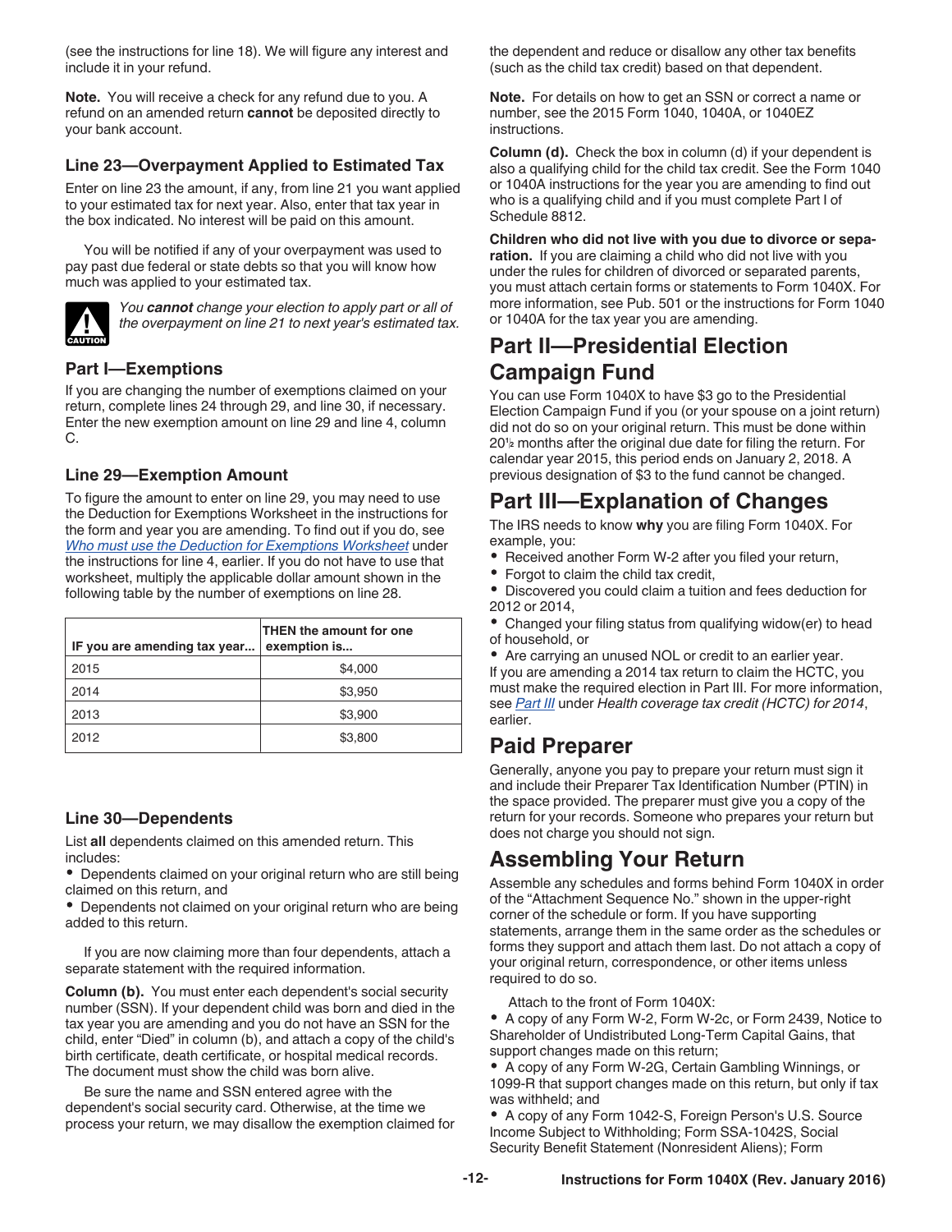(see the instructions for line 18). We will figure any interest and include it in your refund.

**Note.** You will receive a check for any refund due to you. A refund on an amended return **cannot** be deposited directly to your bank account.

### Line 23—Overpayment Applied to Estimated Tax

Enter on line 23 the amount, if any, from line 21 you want applied to your estimated tax for next year. Also, enter that tax year in the box indicated. No interest will be paid on this amount.

You will be notified if any of your overpayment was used to pay past due federal or state debts so that you will know how much was applied to your estimated tax.

CAUTION: *You **cannot** change your election to apply part or all of the overpayment on line 21 to next year's estimated tax.*

### Part I—Exemptions

If you are changing the number of exemptions claimed on your return, complete lines 24 through 29, and line 30, if necessary. Enter the new exemption amount on line 29 and line 4, column C.

### Line 29—Exemption Amount

To figure the amount to enter on line 29, you may need to use the Deduction for Exemptions Worksheet in the instructions for the form and year you are amending. To find out if you do, see *Who must use the Deduction for Exemptions Worksheet* under the instructions for line 4, earlier. If you do not have to use that worksheet, multiply the applicable dollar amount shown in the following table by the number of exemptions on line 28.

| IF you are amending tax year... | THEN the amount for one exemption is... |
|---|---|
| 2015 | $4,000 |
| 2014 | $3,950 |
| 2013 | $3,900 |
| 2012 | $3,800 |

### Line 30—Dependents

List **all** dependents claimed on this amended return. This includes:

- Dependents claimed on your original return who are still being claimed on this return, and
- Dependents not claimed on your original return who are being added to this return.

If you are now claiming more than four dependents, attach a separate statement with the required information.

**Column (b).** You must enter each dependent's social security number (SSN). If your dependent child was born and died in the tax year you are amending and you do not have an SSN for the child, enter "Died" in column (b), and attach a copy of the child's birth certificate, death certificate, or hospital medical records. The document must show the child was born alive.

Be sure the name and SSN entered agree with the dependent's social security card. Otherwise, at the time we process your return, we may disallow the exemption claimed for the dependent and reduce or disallow any other tax benefits (such as the child tax credit) based on that dependent.

**Note.** For details on how to get an SSN or correct a name or number, see the 2015 Form 1040, 1040A, or 1040EZ instructions.

**Column (d).** Check the box in column (d) if your dependent is also a qualifying child for the child tax credit. See the Form 1040 or 1040A instructions for the year you are amending to find out who is a qualifying child and if you must complete Part I of Schedule 8812.

**Children who did not live with you due to divorce or separation.** If you are claiming a child who did not live with you under the rules for children of divorced or separated parents, you must attach certain forms or statements to Form 1040X. For more information, see Pub. 501 or the instructions for Form 1040 or 1040A for the tax year you are amending.

## Part II—Presidential Election Campaign Fund

You can use Form 1040X to have $3 go to the Presidential Election Campaign Fund if you (or your spouse on a joint return) did not do so on your original return. This must be done within 20½ months after the original due date for filing the return. For calendar year 2015, this period ends on January 2, 2018. A previous designation of $3 to the fund cannot be changed.

## Part III—Explanation of Changes

The IRS needs to know **why** you are filing Form 1040X. For example, you:

- Received another Form W-2 after you filed your return,
- Forgot to claim the child tax credit,
- Discovered you could claim a tuition and fees deduction for 2012 or 2014,
- Changed your filing status from qualifying widow(er) to head of household, or
- Are carrying an unused NOL or credit to an earlier year.

If you are amending a 2014 tax return to claim the HCTC, you must make the required election in Part III. For more information, see *Part III* under *Health coverage tax credit (HCTC) for 2014*, earlier.

## Paid Preparer

Generally, anyone you pay to prepare your return must sign it and include their Preparer Tax Identification Number (PTIN) in the space provided. The preparer must give you a copy of the return for your records. Someone who prepares your return but does not charge you should not sign.

## Assembling Your Return

Assemble any schedules and forms behind Form 1040X in order of the "Attachment Sequence No." shown in the upper-right corner of the schedule or form. If you have supporting statements, arrange them in the same order as the schedules or forms they support and attach them last. Do not attach a copy of your original return, correspondence, or other items unless required to do so.

Attach to the front of Form 1040X:

- A copy of any Form W-2, Form W-2c, or Form 2439, Notice to Shareholder of Undistributed Long-Term Capital Gains, that support changes made on this return;
- A copy of any Form W-2G, Certain Gambling Winnings, or 1099-R that support changes made on this return, but only if tax was withheld; and
- A copy of any Form 1042-S, Foreign Person's U.S. Source Income Subject to Withholding; Form SSA-1042S, Social Security Benefit Statement (Nonresident Aliens); Form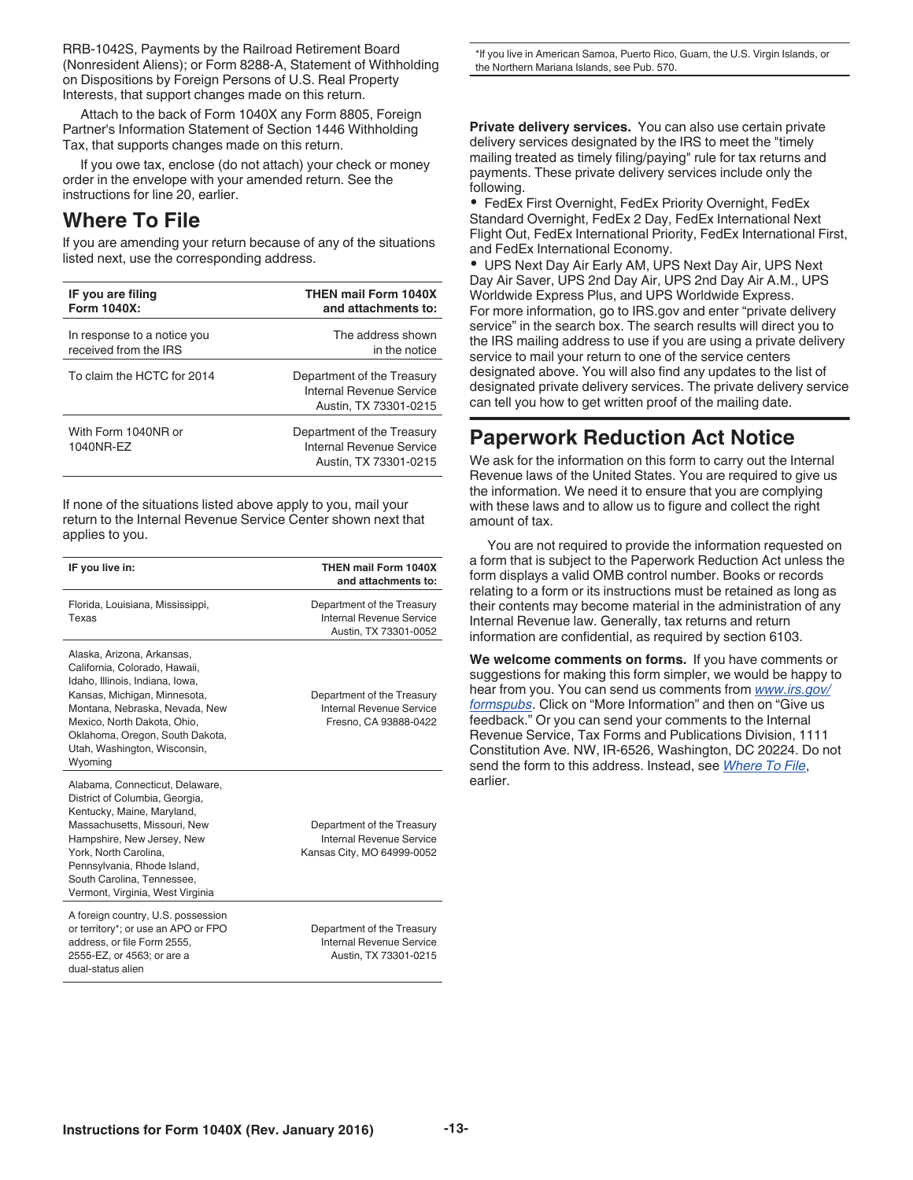RRB-1042S, Payments by the Railroad Retirement Board (Nonresident Aliens); or Form 8288-A, Statement of Withholding on Dispositions by Foreign Persons of U.S. Real Property Interests, that support changes made on this return.

Attach to the back of Form 1040X any Form 8805, Foreign Partner's Information Statement of Section 1446 Withholding Tax, that supports changes made on this return.

If you owe tax, enclose (do not attach) your check or money order in the envelope with your amended return. See the instructions for line 20, earlier.

## Where To File

If you are amending your return because of any of the situations listed next, use the corresponding address.

| IF you are filing Form 1040X: | THEN mail Form 1040X and attachments to: |
|---|---|
| In response to a notice you received from the IRS | The address shown in the notice |
| To claim the HCTC for 2014 | Department of the Treasury Internal Revenue Service Austin, TX 73301-0215 |
| With Form 1040NR or 1040NR-EZ | Department of the Treasury Internal Revenue Service Austin, TX 73301-0215 |

If none of the situations listed above apply to you, mail your return to the Internal Revenue Service Center shown next that applies to you.

| IF you live in: | THEN mail Form 1040X and attachments to: |
|---|---|
| Florida, Louisiana, Mississippi, Texas | Department of the Treasury Internal Revenue Service Austin, TX 73301-0052 |
| Alaska, Arizona, Arkansas, California, Colorado, Hawaii, Idaho, Illinois, Indiana, Iowa, Kansas, Michigan, Minnesota, Montana, Nebraska, Nevada, New Mexico, North Dakota, Ohio, Oklahoma, Oregon, South Dakota, Utah, Washington, Wisconsin, Wyoming | Department of the Treasury Internal Revenue Service Fresno, CA 93888-0422 |
| Alabama, Connecticut, Delaware, District of Columbia, Georgia, Kentucky, Maine, Maryland, Massachusetts, Missouri, New Hampshire, New Jersey, New York, North Carolina, Pennsylvania, Rhode Island, South Carolina, Tennessee, Vermont, Virginia, West Virginia | Department of the Treasury Internal Revenue Service Kansas City, MO 64999-0052 |
| A foreign country, U.S. possession or territory*; or use an APO or FPO address, or file Form 2555, 2555-EZ, or 4563; or are a dual-status alien | Department of the Treasury Internal Revenue Service Austin, TX 73301-0215 |

*If you live in American Samoa, Puerto Rico, Guam, the U.S. Virgin Islands, or the Northern Mariana Islands, see Pub. 570.

**Private delivery services.** You can also use certain private delivery services designated by the IRS to meet the "timely mailing treated as timely filing/paying" rule for tax returns and payments. These private delivery services include only the following.

- FedEx First Overnight, FedEx Priority Overnight, FedEx Standard Overnight, FedEx 2 Day, FedEx International Next Flight Out, FedEx International Priority, FedEx International First, and FedEx International Economy.
- UPS Next Day Air Early AM, UPS Next Day Air, UPS Next Day Air Saver, UPS 2nd Day Air, UPS 2nd Day Air A.M., UPS Worldwide Express Plus, and UPS Worldwide Express.

For more information, go to IRS.gov and enter "private delivery service" in the search box. The search results will direct you to the IRS mailing address to use if you are using a private delivery service to mail your return to one of the service centers designated above. You will also find any updates to the list of designated private delivery services. The private delivery service can tell you how to get written proof of the mailing date.

## Paperwork Reduction Act Notice

We ask for the information on this form to carry out the Internal Revenue laws of the United States. You are required to give us the information. We need it to ensure that you are complying with these laws and to allow us to figure and collect the right amount of tax.

You are not required to provide the information requested on a form that is subject to the Paperwork Reduction Act unless the form displays a valid OMB control number. Books or records relating to a form or its instructions must be retained as long as their contents may become material in the administration of any Internal Revenue law. Generally, tax returns and return information are confidential, as required by section 6103.

**We welcome comments on forms.** If you have comments or suggestions for making this form simpler, we would be happy to hear from you. You can send us comments from *www.irs.gov/formspubs*. Click on "More Information" and then on "Give us feedback." Or you can send your comments to the Internal Revenue Service, Tax Forms and Publications Division, 1111 Constitution Ave. NW, IR-6526, Washington, DC 20224. Do not send the form to this address. Instead, see *Where To File*, earlier.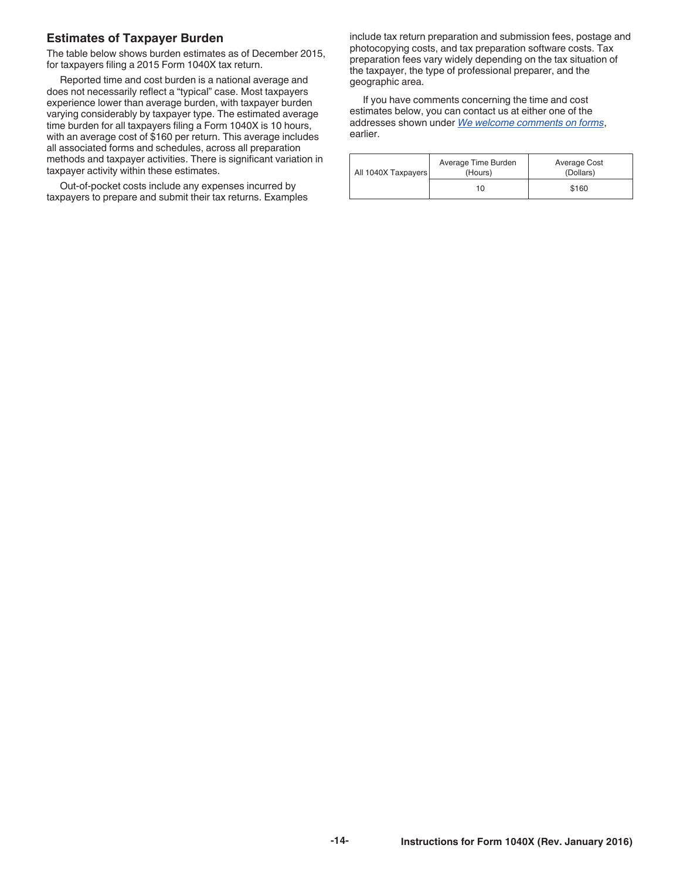## Estimates of Taxpayer Burden

The table below shows burden estimates as of December 2015, for taxpayers filing a 2015 Form 1040X tax return.

Reported time and cost burden is a national average and does not necessarily reflect a "typical" case. Most taxpayers experience lower than average burden, with taxpayer burden varying considerably by taxpayer type. The estimated average time burden for all taxpayers filing a Form 1040X is 10 hours, with an average cost of $160 per return. This average includes all associated forms and schedules, across all preparation methods and taxpayer activities. There is significant variation in taxpayer activity within these estimates.

Out-of-pocket costs include any expenses incurred by taxpayers to prepare and submit their tax returns. Examples include tax return preparation and submission fees, postage and photocopying costs, and tax preparation software costs. Tax preparation fees vary widely depending on the tax situation of the taxpayer, the type of professional preparer, and the geographic area.

If you have comments concerning the time and cost estimates below, you can contact us at either one of the addresses shown under *We welcome comments on forms*, earlier.

| All 1040X Taxpayers | Average Time Burden (Hours) | Average Cost (Dollars) |
| --- | --- | --- |
| | 10 | $160 |